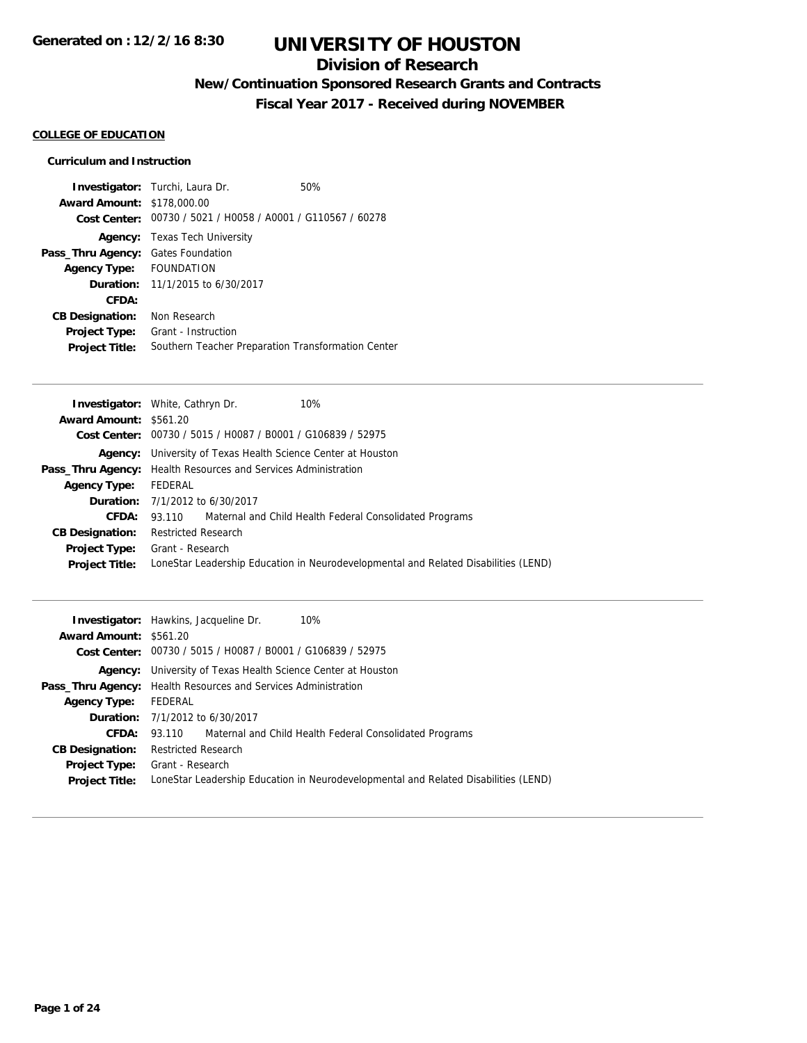# UNIVERSITY OF HOUSTON

## Division of Research

### New/Continuation Sponsored Research Grants and Contracts

### Fiscal Year 2017 - Received during NOVEMBER

Generated on : 12/2/16 8:30

**COLLEGE OF EDUCATION**

**Curriculum and Instruction**

**Investigator:** Turchi, Laura Dr. 50%
**Award Amount:** $178,000.00
**Cost Center:** 00730 / 5021 / H0058 / A0001 / G110567 / 60278
**Agency:** Texas Tech University
**Pass_Thru Agency:** Gates Foundation
**Agency Type:** FOUNDATION
**Duration:** 11/1/2015 to 6/30/2017
**CFDA:**
**CB Designation:** Non Research
**Project Type:** Grant - Instruction
**Project Title:** Southern Teacher Preparation Transformation Center

---

**Investigator:** White, Cathryn Dr. 10%
**Award Amount:** $561.20
**Cost Center:** 00730 / 5015 / H0087 / B0001 / G106839 / 52975
**Agency:** University of Texas Health Science Center at Houston
**Pass_Thru Agency:** Health Resources and Services Administration
**Agency Type:** FEDERAL
**Duration:** 7/1/2012 to 6/30/2017
**CFDA:** 93.110 Maternal and Child Health Federal Consolidated Programs
**CB Designation:** Restricted Research
**Project Type:** Grant - Research
**Project Title:** LoneStar Leadership Education in Neurodevelopmental and Related Disabilities (LEND)

---

**Investigator:** Hawkins, Jacqueline Dr. 10%
**Award Amount:** $561.20
**Cost Center:** 00730 / 5015 / H0087 / B0001 / G106839 / 52975
**Agency:** University of Texas Health Science Center at Houston
**Pass_Thru Agency:** Health Resources and Services Administration
**Agency Type:** FEDERAL
**Duration:** 7/1/2012 to 6/30/2017
**CFDA:** 93.110 Maternal and Child Health Federal Consolidated Programs
**CB Designation:** Restricted Research
**Project Type:** Grant - Research
**Project Title:** LoneStar Leadership Education in Neurodevelopmental and Related Disabilities (LEND)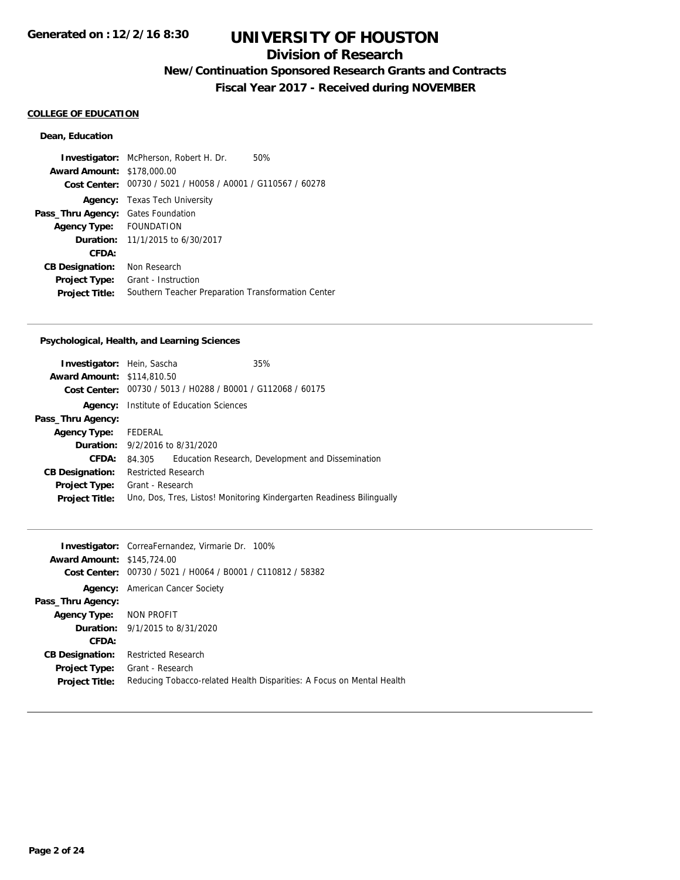## COLLEGE OF EDUCATION

### Dean, Education

| | |
|---|---|
| **Investigator:** | McPherson, Robert H. Dr. 50% |
| **Award Amount:** | $178,000.00 |
| **Cost Center:** | 00730 / 5021 / H0058 / A0001 / G110567 / 60278 |
| **Agency:** | Texas Tech University |
| **Pass_Thru Agency:** | Gates Foundation |
| **Agency Type:** | FOUNDATION |
| **Duration:** | 11/1/2015 to 6/30/2017 |
| **CFDA:** | |
| **CB Designation:** | Non Research |
| **Project Type:** | Grant - Instruction |
| **Project Title:** | Southern Teacher Preparation Transformation Center |

---

### Psychological, Health, and Learning Sciences

| | |
|---|---|
| **Investigator:** | Hein, Sascha 35% |
| **Award Amount:** | $114,810.50 |
| **Cost Center:** | 00730 / 5013 / H0288 / B0001 / G112068 / 60175 |
| **Agency:** | Institute of Education Sciences |
| **Pass_Thru Agency:** | |
| **Agency Type:** | FEDERAL |
| **Duration:** | 9/2/2016 to 8/31/2020 |
| **CFDA:** | 84.305 Education Research, Development and Dissemination |
| **CB Designation:** | Restricted Research |
| **Project Type:** | Grant - Research |
| **Project Title:** | Uno, Dos, Tres, Listos! Monitoring Kindergarten Readiness Bilingually |

---

| | |
|---|---|
| **Investigator:** | CorreaFernandez, Virmarie Dr. 100% |
| **Award Amount:** | $145,724.00 |
| **Cost Center:** | 00730 / 5021 / H0064 / B0001 / C110812 / 58382 |
| **Agency:** | American Cancer Society |
| **Pass_Thru Agency:** | |
| **Agency Type:** | NON PROFIT |
| **Duration:** | 9/1/2015 to 8/31/2020 |
| **CFDA:** | |
| **CB Designation:** | Restricted Research |
| **Project Type:** | Grant - Research |
| **Project Title:** | Reducing Tobacco-related Health Disparities: A Focus on Mental Health |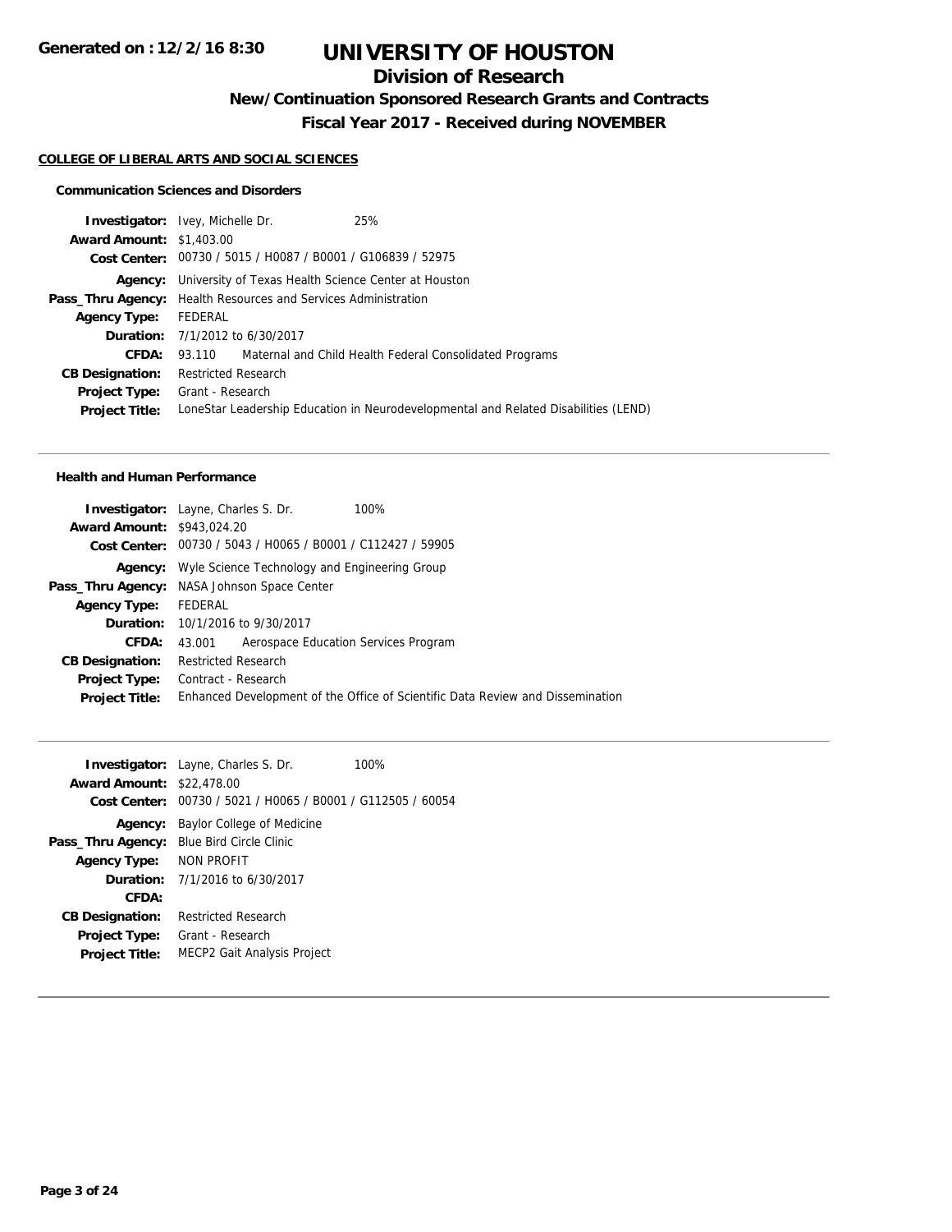# UNIVERSITY OF HOUSTON

## Division of Research

### New/Continuation Sponsored Research Grants and Contracts

### Fiscal Year 2017 - Received during NOVEMBER

**COLLEGE OF LIBERAL ARTS AND SOCIAL SCIENCES**

#### Communication Sciences and Disorders

**Investigator:** Ivey, Michelle Dr. 25%
**Award Amount:** $1,403.00
**Cost Center:** 00730 / 5015 / H0087 / B0001 / G106839 / 52975
**Agency:** University of Texas Health Science Center at Houston
**Pass_Thru Agency:** Health Resources and Services Administration
**Agency Type:** FEDERAL
**Duration:** 7/1/2012 to 6/30/2017
**CFDA:** 93.110 Maternal and Child Health Federal Consolidated Programs
**CB Designation:** Restricted Research
**Project Type:** Grant - Research
**Project Title:** LoneStar Leadership Education in Neurodevelopmental and Related Disabilities (LEND)

---

#### Health and Human Performance

**Investigator:** Layne, Charles S. Dr. 100%
**Award Amount:** $943,024.20
**Cost Center:** 00730 / 5043 / H0065 / B0001 / C112427 / 59905
**Agency:** Wyle Science Technology and Engineering Group
**Pass_Thru Agency:** NASA Johnson Space Center
**Agency Type:** FEDERAL
**Duration:** 10/1/2016 to 9/30/2017
**CFDA:** 43.001 Aerospace Education Services Program
**CB Designation:** Restricted Research
**Project Type:** Contract - Research
**Project Title:** Enhanced Development of the Office of Scientific Data Review and Dissemination

---

**Investigator:** Layne, Charles S. Dr. 100%
**Award Amount:** $22,478.00
**Cost Center:** 00730 / 5021 / H0065 / B0001 / G112505 / 60054
**Agency:** Baylor College of Medicine
**Pass_Thru Agency:** Blue Bird Circle Clinic
**Agency Type:** NON PROFIT
**Duration:** 7/1/2016 to 6/30/2017
**CFDA:**
**CB Designation:** Restricted Research
**Project Type:** Grant - Research
**Project Title:** MECP2 Gait Analysis Project

---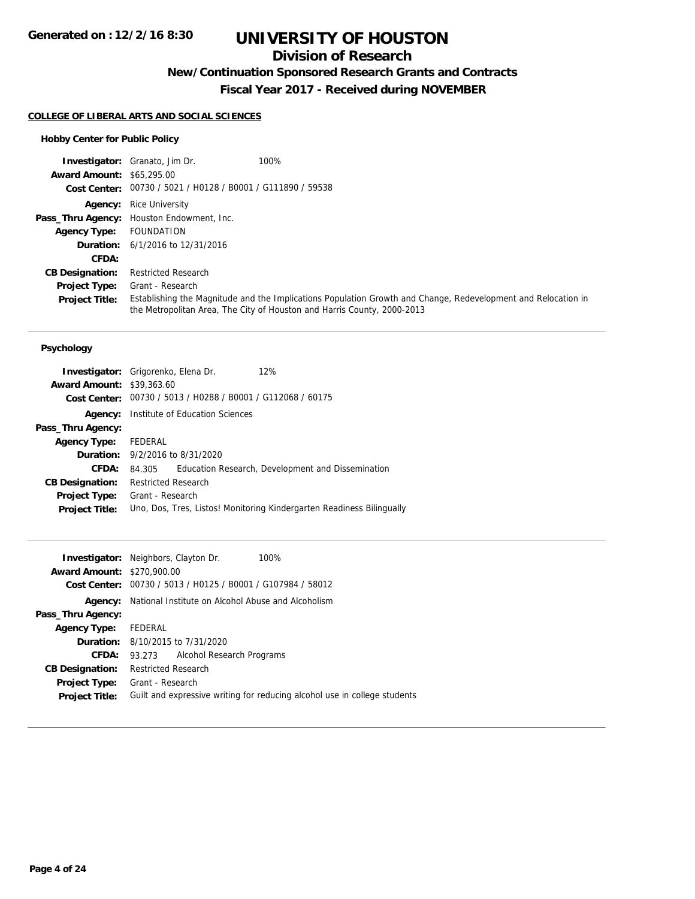# UNIVERSITY OF HOUSTON

## Division of Research

### New/Continuation Sponsored Research Grants and Contracts

### Fiscal Year 2017 - Received during NOVEMBER

Generated on : 12/2/16 8:30

**COLLEGE OF LIBERAL ARTS AND SOCIAL SCIENCES**

**Hobby Center for Public Policy**

**Investigator:** Granato, Jim Dr. 100%
**Award Amount:** $65,295.00
**Cost Center:** 00730 / 5021 / H0128 / B0001 / G111890 / 59538
**Agency:** Rice University
**Pass_Thru Agency:** Houston Endowment, Inc.
**Agency Type:** FOUNDATION
**Duration:** 6/1/2016 to 12/31/2016
**CFDA:**
**CB Designation:** Restricted Research
**Project Type:** Grant - Research
**Project Title:** Establishing the Magnitude and the Implications Population Growth and Change, Redevelopment and Relocation in the Metropolitan Area, The City of Houston and Harris County, 2000-2013

---

**Psychology**

**Investigator:** Grigorenko, Elena Dr. 12%
**Award Amount:** $39,363.60
**Cost Center:** 00730 / 5013 / H0288 / B0001 / G112068 / 60175
**Agency:** Institute of Education Sciences
**Pass_Thru Agency:**
**Agency Type:** FEDERAL
**Duration:** 9/2/2016 to 8/31/2020
**CFDA:** 84.305 Education Research, Development and Dissemination
**CB Designation:** Restricted Research
**Project Type:** Grant - Research
**Project Title:** Uno, Dos, Tres, Listos! Monitoring Kindergarten Readiness Bilingually

---

**Investigator:** Neighbors, Clayton Dr. 100%
**Award Amount:** $270,900.00
**Cost Center:** 00730 / 5013 / H0125 / B0001 / G107984 / 58012
**Agency:** National Institute on Alcohol Abuse and Alcoholism
**Pass_Thru Agency:**
**Agency Type:** FEDERAL
**Duration:** 8/10/2015 to 7/31/2020
**CFDA:** 93.273 Alcohol Research Programs
**CB Designation:** Restricted Research
**Project Type:** Grant - Research
**Project Title:** Guilt and expressive writing for reducing alcohol use in college students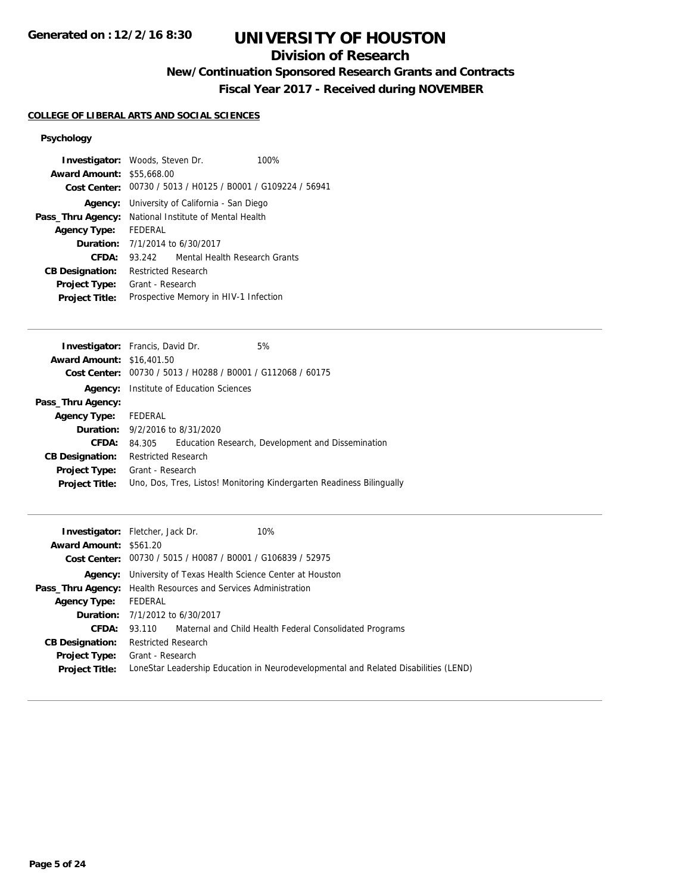# UNIVERSITY OF HOUSTON

## Division of Research

### New/Continuation Sponsored Research Grants and Contracts

### Fiscal Year 2017 - Received during NOVEMBER

**Generated on : 12/2/16 8:30**

**COLLEGE OF LIBERAL ARTS AND SOCIAL SCIENCES**

**Psychology**

**Investigator:** Woods, Steven Dr. 100%
**Award Amount:** $55,668.00
**Cost Center:** 00730 / 5013 / H0125 / B0001 / G109224 / 56941
**Agency:** University of California - San Diego
**Pass_Thru Agency:** National Institute of Mental Health
**Agency Type:** FEDERAL
**Duration:** 7/1/2014 to 6/30/2017
**CFDA:** 93.242 Mental Health Research Grants
**CB Designation:** Restricted Research
**Project Type:** Grant - Research
**Project Title:** Prospective Memory in HIV-1 Infection

---

**Investigator:** Francis, David Dr. 5%
**Award Amount:** $16,401.50
**Cost Center:** 00730 / 5013 / H0288 / B0001 / G112068 / 60175
**Agency:** Institute of Education Sciences
**Pass_Thru Agency:**
**Agency Type:** FEDERAL
**Duration:** 9/2/2016 to 8/31/2020
**CFDA:** 84.305 Education Research, Development and Dissemination
**CB Designation:** Restricted Research
**Project Type:** Grant - Research
**Project Title:** Uno, Dos, Tres, Listos! Monitoring Kindergarten Readiness Bilingually

---

**Investigator:** Fletcher, Jack Dr. 10%
**Award Amount:** $561.20
**Cost Center:** 00730 / 5015 / H0087 / B0001 / G106839 / 52975
**Agency:** University of Texas Health Science Center at Houston
**Pass_Thru Agency:** Health Resources and Services Administration
**Agency Type:** FEDERAL
**Duration:** 7/1/2012 to 6/30/2017
**CFDA:** 93.110 Maternal and Child Health Federal Consolidated Programs
**CB Designation:** Restricted Research
**Project Type:** Grant - Research
**Project Title:** LoneStar Leadership Education in Neurodevelopmental and Related Disabilities (LEND)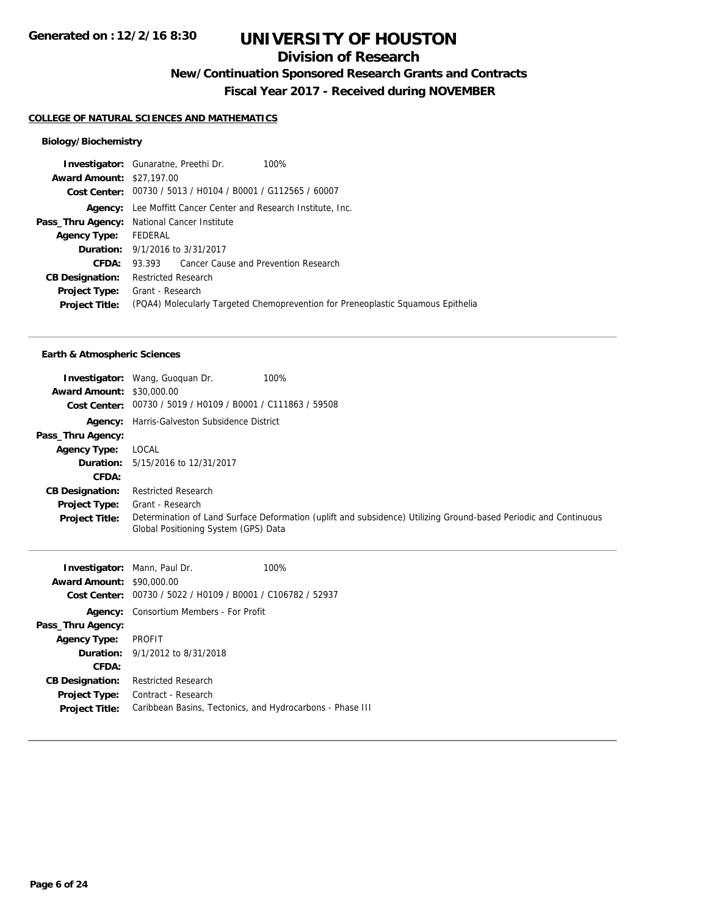**Generated on : 12/2/16 8:30**

# UNIVERSITY OF HOUSTON

## Division of Research

### New/Continuation Sponsored Research Grants and Contracts

### Fiscal Year 2017 - Received during NOVEMBER

**COLLEGE OF NATURAL SCIENCES AND MATHEMATICS**

#### Biology/Biochemistry

**Investigator:** Gunaratne, Preethi Dr. 100%
**Award Amount:** $27,197.00
**Cost Center:** 00730 / 5013 / H0104 / B0001 / G112565 / 60007
**Agency:** Lee Moffitt Cancer Center and Research Institute, Inc.
**Pass_Thru Agency:** National Cancer Institute
**Agency Type:** FEDERAL
**Duration:** 9/1/2016 to 3/31/2017
**CFDA:** 93.393 Cancer Cause and Prevention Research
**CB Designation:** Restricted Research
**Project Type:** Grant - Research
**Project Title:** (PQA4) Molecularly Targeted Chemoprevention for Preneoplastic Squamous Epithelia

---

#### Earth & Atmospheric Sciences

**Investigator:** Wang, Guoquan Dr. 100%
**Award Amount:** $30,000.00
**Cost Center:** 00730 / 5019 / H0109 / B0001 / C111863 / 59508
**Agency:** Harris-Galveston Subsidence District
**Pass_Thru Agency:**
**Agency Type:** LOCAL
**Duration:** 5/15/2016 to 12/31/2017
**CFDA:**
**CB Designation:** Restricted Research
**Project Type:** Grant - Research
**Project Title:** Determination of Land Surface Deformation (uplift and subsidence) Utilizing Ground-based Periodic and Continuous Global Positioning System (GPS) Data

---

**Investigator:** Mann, Paul Dr. 100%
**Award Amount:** $90,000.00
**Cost Center:** 00730 / 5022 / H0109 / B0001 / C106782 / 52937
**Agency:** Consortium Members - For Profit
**Pass_Thru Agency:**
**Agency Type:** PROFIT
**Duration:** 9/1/2012 to 8/31/2018
**CFDA:**
**CB Designation:** Restricted Research
**Project Type:** Contract - Research
**Project Title:** Caribbean Basins, Tectonics, and Hydrocarbons - Phase III

---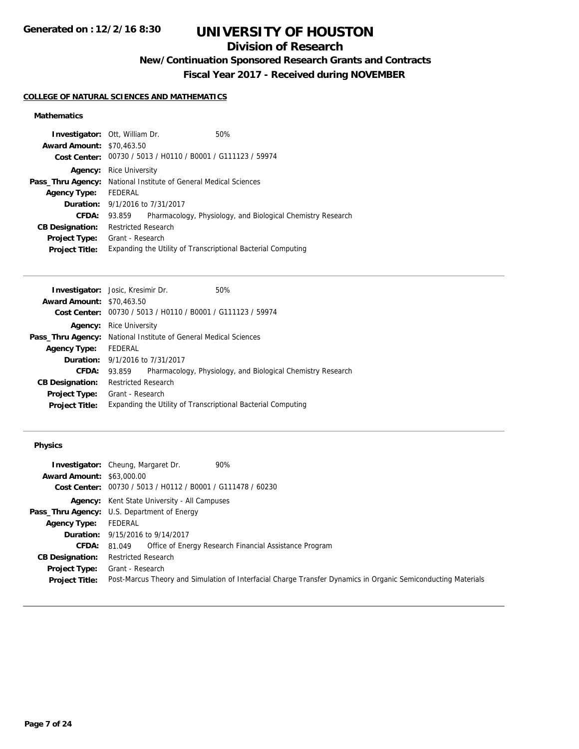# UNIVERSITY OF HOUSTON

## Division of Research

### New/Continuation Sponsored Research Grants and Contracts

### Fiscal Year 2017 - Received during NOVEMBER

**COLLEGE OF NATURAL SCIENCES AND MATHEMATICS**

#### Mathematics

**Investigator:** Ott, William Dr. 50%
**Award Amount:** $70,463.50
**Cost Center:** 00730 / 5013 / H0110 / B0001 / G111123 / 59974
**Agency:** Rice University
**Pass_Thru Agency:** National Institute of General Medical Sciences
**Agency Type:** FEDERAL
**Duration:** 9/1/2016 to 7/31/2017
**CFDA:** 93.859 Pharmacology, Physiology, and Biological Chemistry Research
**CB Designation:** Restricted Research
**Project Type:** Grant - Research
**Project Title:** Expanding the Utility of Transcriptional Bacterial Computing

---

**Investigator:** Josic, Kresimir Dr. 50%
**Award Amount:** $70,463.50
**Cost Center:** 00730 / 5013 / H0110 / B0001 / G111123 / 59974
**Agency:** Rice University
**Pass_Thru Agency:** National Institute of General Medical Sciences
**Agency Type:** FEDERAL
**Duration:** 9/1/2016 to 7/31/2017
**CFDA:** 93.859 Pharmacology, Physiology, and Biological Chemistry Research
**CB Designation:** Restricted Research
**Project Type:** Grant - Research
**Project Title:** Expanding the Utility of Transcriptional Bacterial Computing

---

#### Physics

**Investigator:** Cheung, Margaret Dr. 90%
**Award Amount:** $63,000.00
**Cost Center:** 00730 / 5013 / H0112 / B0001 / G111478 / 60230
**Agency:** Kent State University - All Campuses
**Pass_Thru Agency:** U.S. Department of Energy
**Agency Type:** FEDERAL
**Duration:** 9/15/2016 to 9/14/2017
**CFDA:** 81.049 Office of Energy Research Financial Assistance Program
**CB Designation:** Restricted Research
**Project Type:** Grant - Research
**Project Title:** Post-Marcus Theory and Simulation of Interfacial Charge Transfer Dynamics in Organic Semiconducting Materials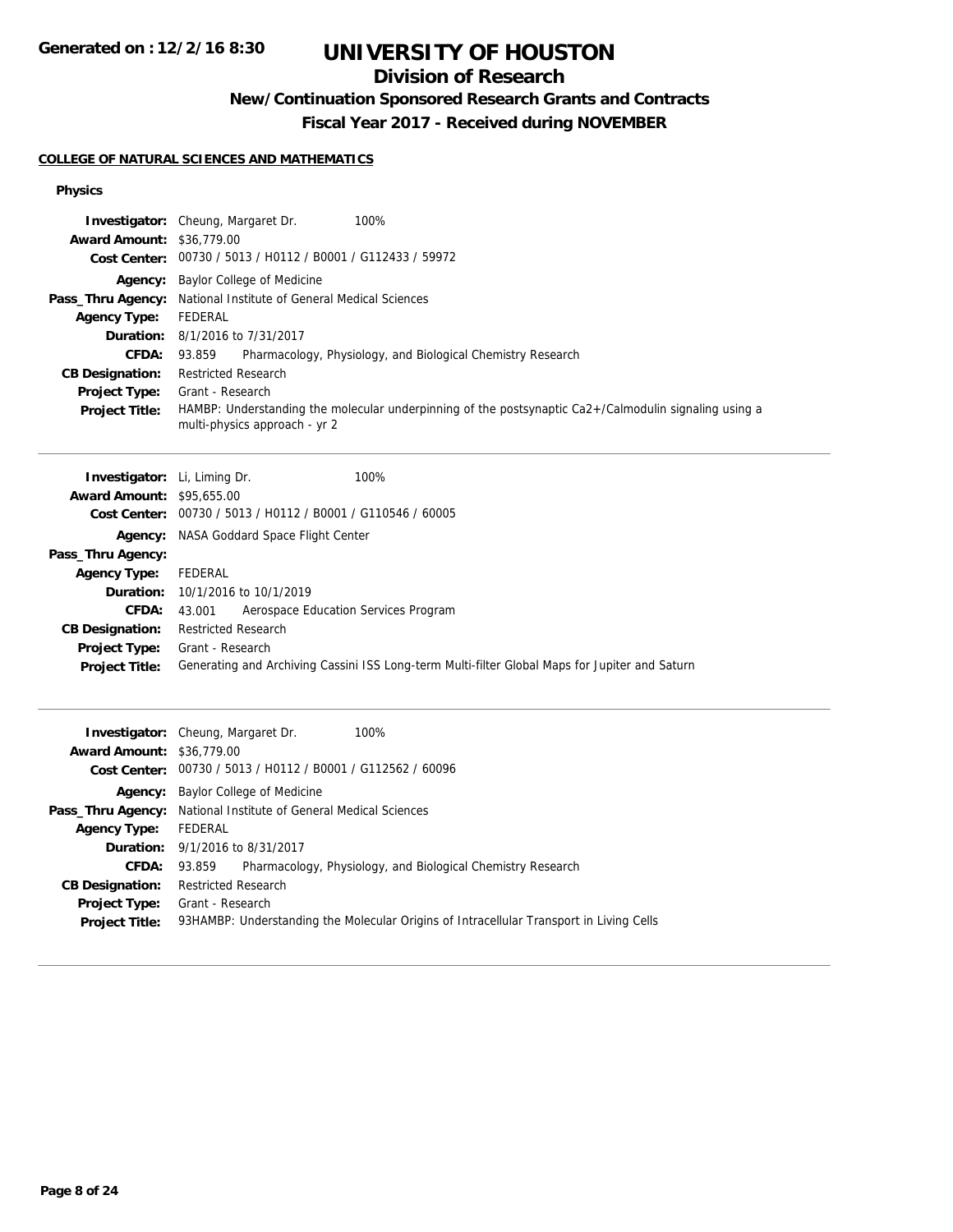# UNIVERSITY OF HOUSTON

## Division of Research

### New/Continuation Sponsored Research Grants and Contracts

### Fiscal Year 2017 - Received during NOVEMBER

Generated on : 12/2/16 8:30

**COLLEGE OF NATURAL SCIENCES AND MATHEMATICS**

**Physics**

**Investigator:** Cheung, Margaret Dr. 100%
**Award Amount:** $36,779.00
**Cost Center:** 00730 / 5013 / H0112 / B0001 / G112433 / 59972
**Agency:** Baylor College of Medicine
**Pass_Thru Agency:** National Institute of General Medical Sciences
**Agency Type:** FEDERAL
**Duration:** 8/1/2016 to 7/31/2017
**CFDA:** 93.859 Pharmacology, Physiology, and Biological Chemistry Research
**CB Designation:** Restricted Research
**Project Type:** Grant - Research
**Project Title:** HAMBP: Understanding the molecular underpinning of the postsynaptic Ca2+/Calmodulin signaling using a multi-physics approach - yr 2

---

**Investigator:** Li, Liming Dr. 100%
**Award Amount:** $95,655.00
**Cost Center:** 00730 / 5013 / H0112 / B0001 / G110546 / 60005
**Agency:** NASA Goddard Space Flight Center
**Pass_Thru Agency:**
**Agency Type:** FEDERAL
**Duration:** 10/1/2016 to 10/1/2019
**CFDA:** 43.001 Aerospace Education Services Program
**CB Designation:** Restricted Research
**Project Type:** Grant - Research
**Project Title:** Generating and Archiving Cassini ISS Long-term Multi-filter Global Maps for Jupiter and Saturn

---

**Investigator:** Cheung, Margaret Dr. 100%
**Award Amount:** $36,779.00
**Cost Center:** 00730 / 5013 / H0112 / B0001 / G112562 / 60096
**Agency:** Baylor College of Medicine
**Pass_Thru Agency:** National Institute of General Medical Sciences
**Agency Type:** FEDERAL
**Duration:** 9/1/2016 to 8/31/2017
**CFDA:** 93.859 Pharmacology, Physiology, and Biological Chemistry Research
**CB Designation:** Restricted Research
**Project Type:** Grant - Research
**Project Title:** 93HAMBP: Understanding the Molecular Origins of Intracellular Transport in Living Cells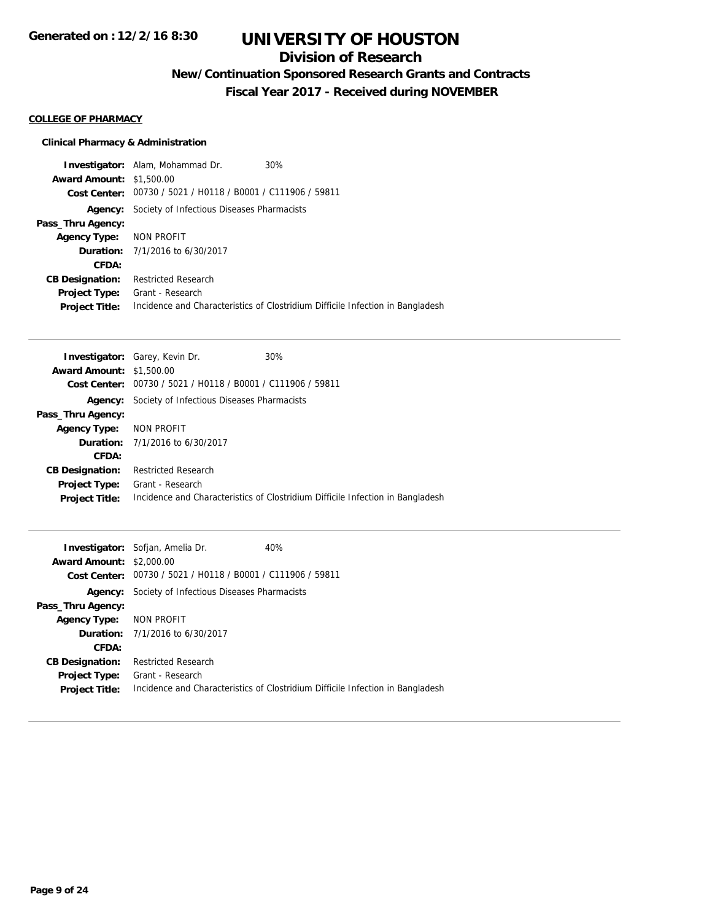# UNIVERSITY OF HOUSTON

## Division of Research

### New/Continuation Sponsored Research Grants and Contracts

### Fiscal Year 2017 - Received during NOVEMBER

**COLLEGE OF PHARMACY**

**Clinical Pharmacy & Administration**

**Investigator:** Alam, Mohammad Dr. 30%
**Award Amount:** $1,500.00
**Cost Center:** 00730 / 5021 / H0118 / B0001 / C111906 / 59811
**Agency:** Society of Infectious Diseases Pharmacists
**Pass_Thru Agency:**
**Agency Type:** NON PROFIT
**Duration:** 7/1/2016 to 6/30/2017
**CFDA:**
**CB Designation:** Restricted Research
**Project Type:** Grant - Research
**Project Title:** Incidence and Characteristics of Clostridium Difficile Infection in Bangladesh

---

**Investigator:** Garey, Kevin Dr. 30%
**Award Amount:** $1,500.00
**Cost Center:** 00730 / 5021 / H0118 / B0001 / C111906 / 59811
**Agency:** Society of Infectious Diseases Pharmacists
**Pass_Thru Agency:**
**Agency Type:** NON PROFIT
**Duration:** 7/1/2016 to 6/30/2017
**CFDA:**
**CB Designation:** Restricted Research
**Project Type:** Grant - Research
**Project Title:** Incidence and Characteristics of Clostridium Difficile Infection in Bangladesh

---

**Investigator:** Sofjan, Amelia Dr. 40%
**Award Amount:** $2,000.00
**Cost Center:** 00730 / 5021 / H0118 / B0001 / C111906 / 59811
**Agency:** Society of Infectious Diseases Pharmacists
**Pass_Thru Agency:**
**Agency Type:** NON PROFIT
**Duration:** 7/1/2016 to 6/30/2017
**CFDA:**
**CB Designation:** Restricted Research
**Project Type:** Grant - Research
**Project Title:** Incidence and Characteristics of Clostridium Difficile Infection in Bangladesh

---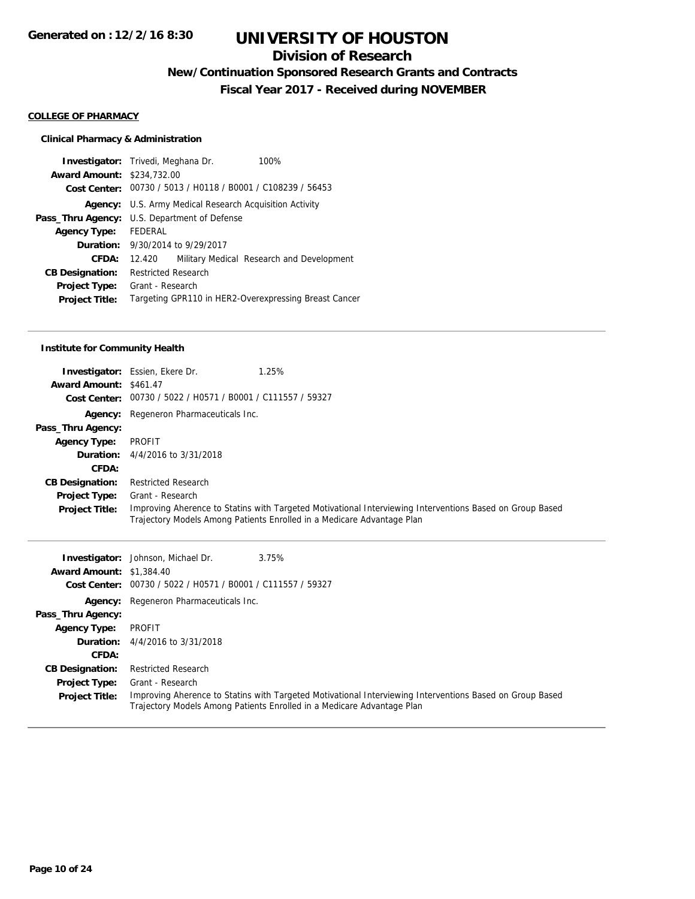# UNIVERSITY OF HOUSTON

## Division of Research

### New/Continuation Sponsored Research Grants and Contracts

### Fiscal Year 2017 - Received during NOVEMBER

**COLLEGE OF PHARMACY**

**Clinical Pharmacy & Administration**

**Investigator:** Trivedi, Meghana Dr. 100%
**Award Amount:** $234,732.00
**Cost Center:** 00730 / 5013 / H0118 / B0001 / C108239 / 56453
**Agency:** U.S. Army Medical Research Acquisition Activity
**Pass_Thru Agency:** U.S. Department of Defense
**Agency Type:** FEDERAL
**Duration:** 9/30/2014 to 9/29/2017
**CFDA:** 12.420 Military Medical Research and Development
**CB Designation:** Restricted Research
**Project Type:** Grant - Research
**Project Title:** Targeting GPR110 in HER2-Overexpressing Breast Cancer

---

**Institute for Community Health**

**Investigator:** Essien, Ekere Dr. 1.25%
**Award Amount:** $461.47
**Cost Center:** 00730 / 5022 / H0571 / B0001 / C111557 / 59327
**Agency:** Regeneron Pharmaceuticals Inc.
**Pass_Thru Agency:**
**Agency Type:** PROFIT
**Duration:** 4/4/2016 to 3/31/2018
**CFDA:**
**CB Designation:** Restricted Research
**Project Type:** Grant - Research
**Project Title:** Improving Aherence to Statins with Targeted Motivational Interviewing Interventions Based on Group Based Trajectory Models Among Patients Enrolled in a Medicare Advantage Plan

---

**Investigator:** Johnson, Michael Dr. 3.75%
**Award Amount:** $1,384.40
**Cost Center:** 00730 / 5022 / H0571 / B0001 / C111557 / 59327
**Agency:** Regeneron Pharmaceuticals Inc.
**Pass_Thru Agency:**
**Agency Type:** PROFIT
**Duration:** 4/4/2016 to 3/31/2018
**CFDA:**
**CB Designation:** Restricted Research
**Project Type:** Grant - Research
**Project Title:** Improving Aherence to Statins with Targeted Motivational Interviewing Interventions Based on Group Based Trajectory Models Among Patients Enrolled in a Medicare Advantage Plan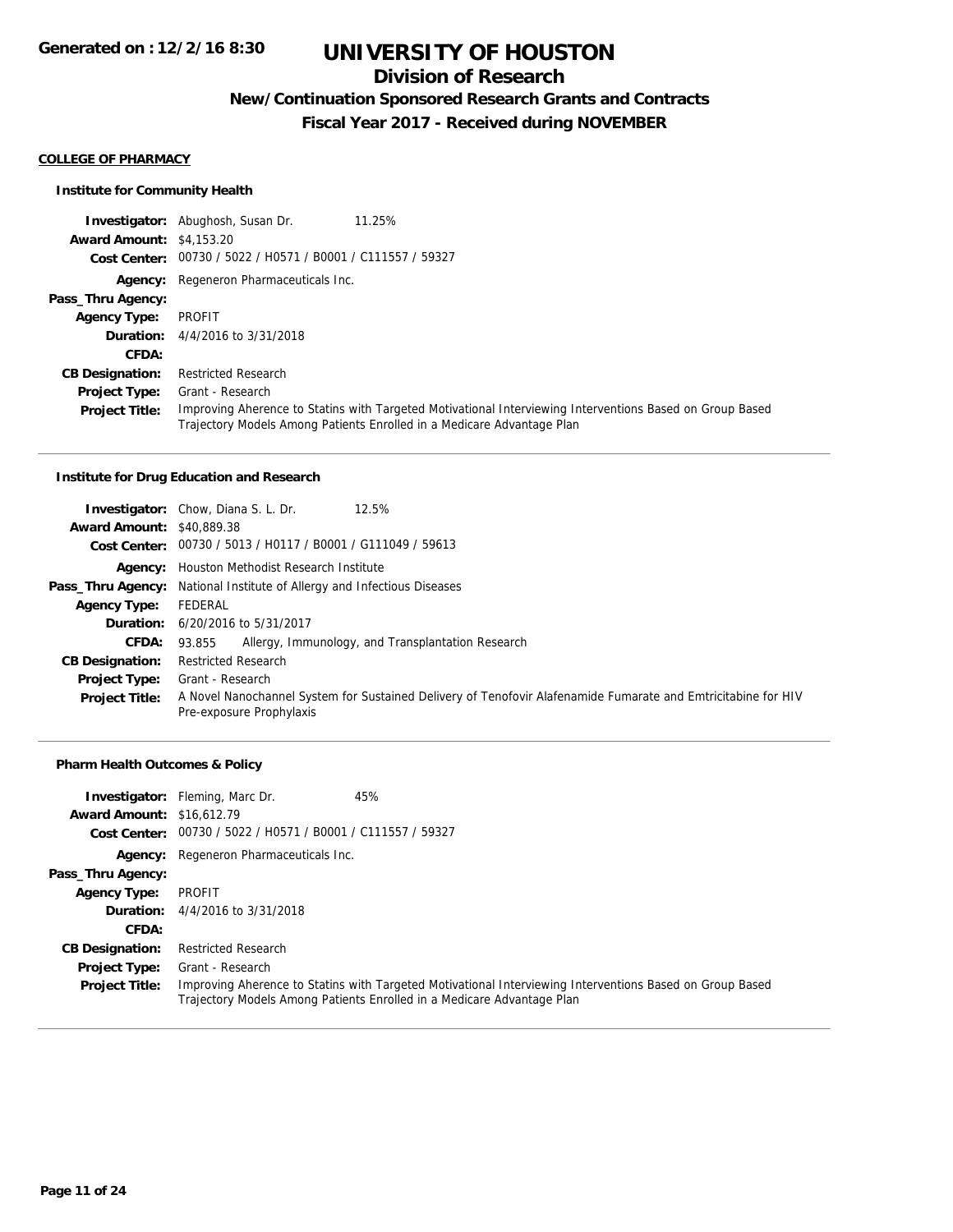# UNIVERSITY OF HOUSTON

## Division of Research

### New/Continuation Sponsored Research Grants and Contracts

### Fiscal Year 2017 - Received during NOVEMBER

Generated on : 12/2/16 8:30

**COLLEGE OF PHARMACY**

**Institute for Community Health**

**Investigator:** Abughosh, Susan Dr. 11.25%
**Award Amount:** $4,153.20
**Cost Center:** 00730 / 5022 / H0571 / B0001 / C111557 / 59327
**Agency:** Regeneron Pharmaceuticals Inc.
**Pass_Thru Agency:**
**Agency Type:** PROFIT
**Duration:** 4/4/2016 to 3/31/2018
**CFDA:**
**CB Designation:** Restricted Research
**Project Type:** Grant - Research
**Project Title:** Improving Aherence to Statins with Targeted Motivational Interviewing Interventions Based on Group Based Trajectory Models Among Patients Enrolled in a Medicare Advantage Plan

---

**Institute for Drug Education and Research**

**Investigator:** Chow, Diana S. L. Dr. 12.5%
**Award Amount:** $40,889.38
**Cost Center:** 00730 / 5013 / H0117 / B0001 / G111049 / 59613
**Agency:** Houston Methodist Research Institute
**Pass_Thru Agency:** National Institute of Allergy and Infectious Diseases
**Agency Type:** FEDERAL
**Duration:** 6/20/2016 to 5/31/2017
**CFDA:** 93.855 Allergy, Immunology, and Transplantation Research
**CB Designation:** Restricted Research
**Project Type:** Grant - Research
**Project Title:** A Novel Nanochannel System for Sustained Delivery of Tenofovir Alafenamide Fumarate and Emtricitabine for HIV Pre-exposure Prophylaxis

---

**Pharm Health Outcomes & Policy**

**Investigator:** Fleming, Marc Dr. 45%
**Award Amount:** $16,612.79
**Cost Center:** 00730 / 5022 / H0571 / B0001 / C111557 / 59327
**Agency:** Regeneron Pharmaceuticals Inc.
**Pass_Thru Agency:**
**Agency Type:** PROFIT
**Duration:** 4/4/2016 to 3/31/2018
**CFDA:**
**CB Designation:** Restricted Research
**Project Type:** Grant - Research
**Project Title:** Improving Aherence to Statins with Targeted Motivational Interviewing Interventions Based on Group Based Trajectory Models Among Patients Enrolled in a Medicare Advantage Plan

---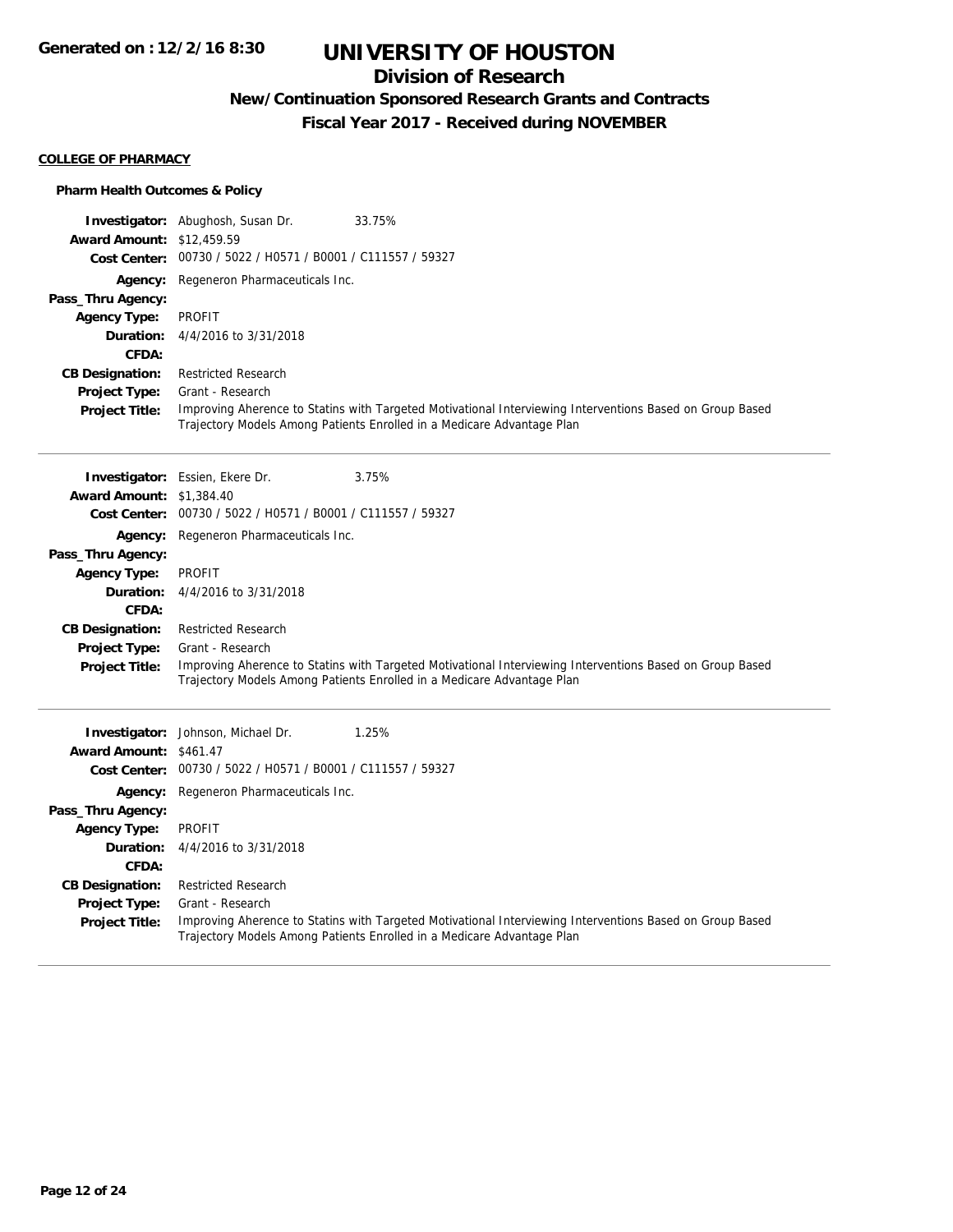# UNIVERSITY OF HOUSTON

## Division of Research

### New/Continuation Sponsored Research Grants and Contracts

### Fiscal Year 2017 - Received during NOVEMBER

**COLLEGE OF PHARMACY**

**Pharm Health Outcomes & Policy**

**Investigator:** Abughosh, Susan Dr. 33.75%
**Award Amount:** $12,459.59
**Cost Center:** 00730 / 5022 / H0571 / B0001 / C111557 / 59327
**Agency:** Regeneron Pharmaceuticals Inc.
**Pass_Thru Agency:**
**Agency Type:** PROFIT
**Duration:** 4/4/2016 to 3/31/2018
**CFDA:**
**CB Designation:** Restricted Research
**Project Type:** Grant - Research
**Project Title:** Improving Aherence to Statins with Targeted Motivational Interviewing Interventions Based on Group Based Trajectory Models Among Patients Enrolled in a Medicare Advantage Plan

---

**Investigator:** Essien, Ekere Dr. 3.75%
**Award Amount:** $1,384.40
**Cost Center:** 00730 / 5022 / H0571 / B0001 / C111557 / 59327
**Agency:** Regeneron Pharmaceuticals Inc.
**Pass_Thru Agency:**
**Agency Type:** PROFIT
**Duration:** 4/4/2016 to 3/31/2018
**CFDA:**
**CB Designation:** Restricted Research
**Project Type:** Grant - Research
**Project Title:** Improving Aherence to Statins with Targeted Motivational Interviewing Interventions Based on Group Based Trajectory Models Among Patients Enrolled in a Medicare Advantage Plan

---

**Investigator:** Johnson, Michael Dr. 1.25%
**Award Amount:** $461.47
**Cost Center:** 00730 / 5022 / H0571 / B0001 / C111557 / 59327
**Agency:** Regeneron Pharmaceuticals Inc.
**Pass_Thru Agency:**
**Agency Type:** PROFIT
**Duration:** 4/4/2016 to 3/31/2018
**CFDA:**
**CB Designation:** Restricted Research
**Project Type:** Grant - Research
**Project Title:** Improving Aherence to Statins with Targeted Motivational Interviewing Interventions Based on Group Based Trajectory Models Among Patients Enrolled in a Medicare Advantage Plan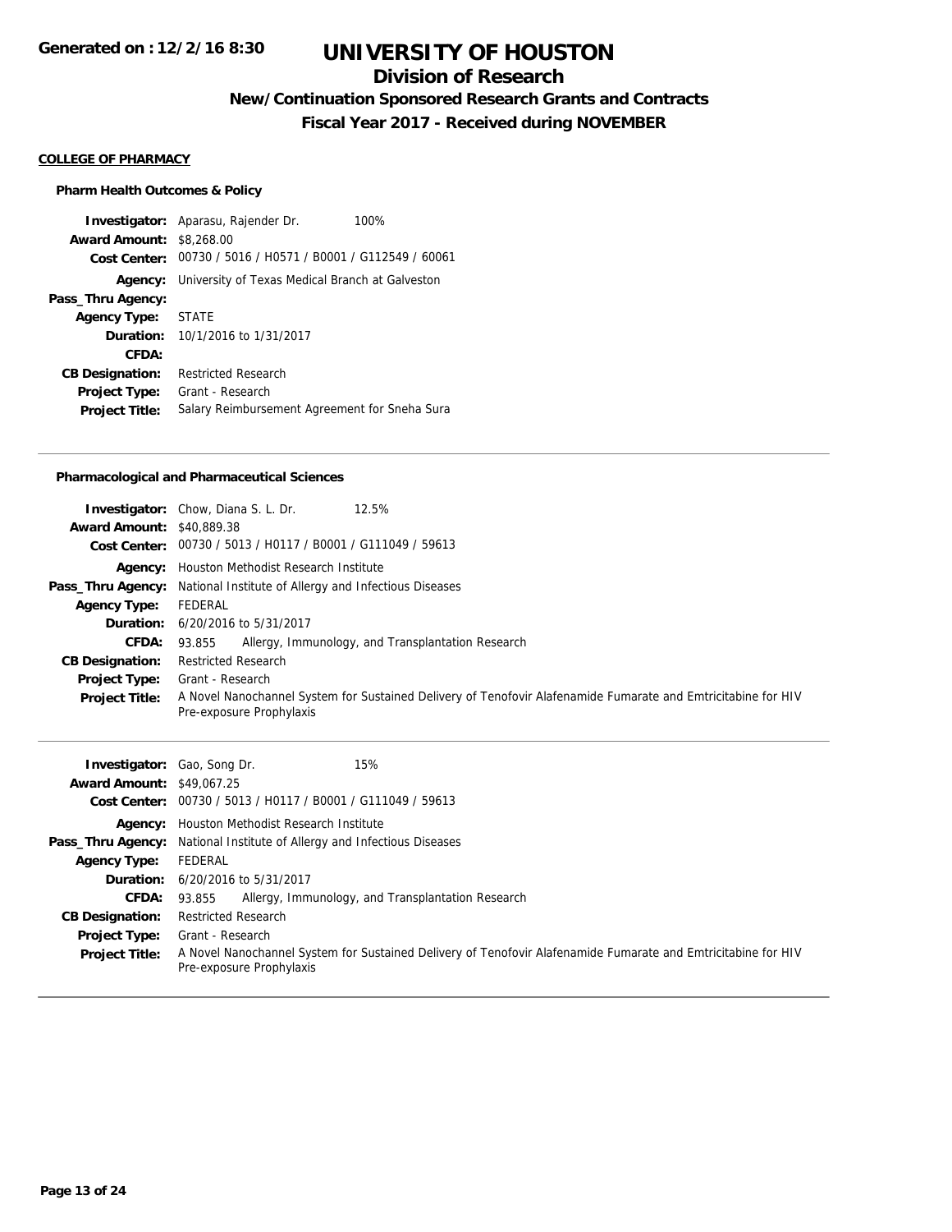#### COLLEGE OF PHARMACY

### Pharm Health Outcomes & Policy

| | |
|---|---|
| **Investigator:** | Aparasu, Rajender Dr. 100% |
| **Award Amount:** | $8,268.00 |
| **Cost Center:** | 00730 / 5016 / H0571 / B0001 / G112549 / 60061 |
| **Agency:** | University of Texas Medical Branch at Galveston |
| **Pass_Thru Agency:** | |
| **Agency Type:** | STATE |
| **Duration:** | 10/1/2016 to 1/31/2017 |
| **CFDA:** | |
| **CB Designation:** | Restricted Research |
| **Project Type:** | Grant - Research |
| **Project Title:** | Salary Reimbursement Agreement for Sneha Sura |

### Pharmacological and Pharmaceutical Sciences

| | |
|---|---|
| **Investigator:** | Chow, Diana S. L. Dr. 12.5% |
| **Award Amount:** | $40,889.38 |
| **Cost Center:** | 00730 / 5013 / H0117 / B0001 / G111049 / 59613 |
| **Agency:** | Houston Methodist Research Institute |
| **Pass_Thru Agency:** | National Institute of Allergy and Infectious Diseases |
| **Agency Type:** | FEDERAL |
| **Duration:** | 6/20/2016 to 5/31/2017 |
| **CFDA:** | 93.855 Allergy, Immunology, and Transplantation Research |
| **CB Designation:** | Restricted Research |
| **Project Type:** | Grant - Research |
| **Project Title:** | A Novel Nanochannel System for Sustained Delivery of Tenofovir Alafenamide Fumarate and Emtricitabine for HIV Pre-exposure Prophylaxis |

| | |
|---|---|
| **Investigator:** | Gao, Song Dr. 15% |
| **Award Amount:** | $49,067.25 |
| **Cost Center:** | 00730 / 5013 / H0117 / B0001 / G111049 / 59613 |
| **Agency:** | Houston Methodist Research Institute |
| **Pass_Thru Agency:** | National Institute of Allergy and Infectious Diseases |
| **Agency Type:** | FEDERAL |
| **Duration:** | 6/20/2016 to 5/31/2017 |
| **CFDA:** | 93.855 Allergy, Immunology, and Transplantation Research |
| **CB Designation:** | Restricted Research |
| **Project Type:** | Grant - Research |
| **Project Title:** | A Novel Nanochannel System for Sustained Delivery of Tenofovir Alafenamide Fumarate and Emtricitabine for HIV Pre-exposure Prophylaxis |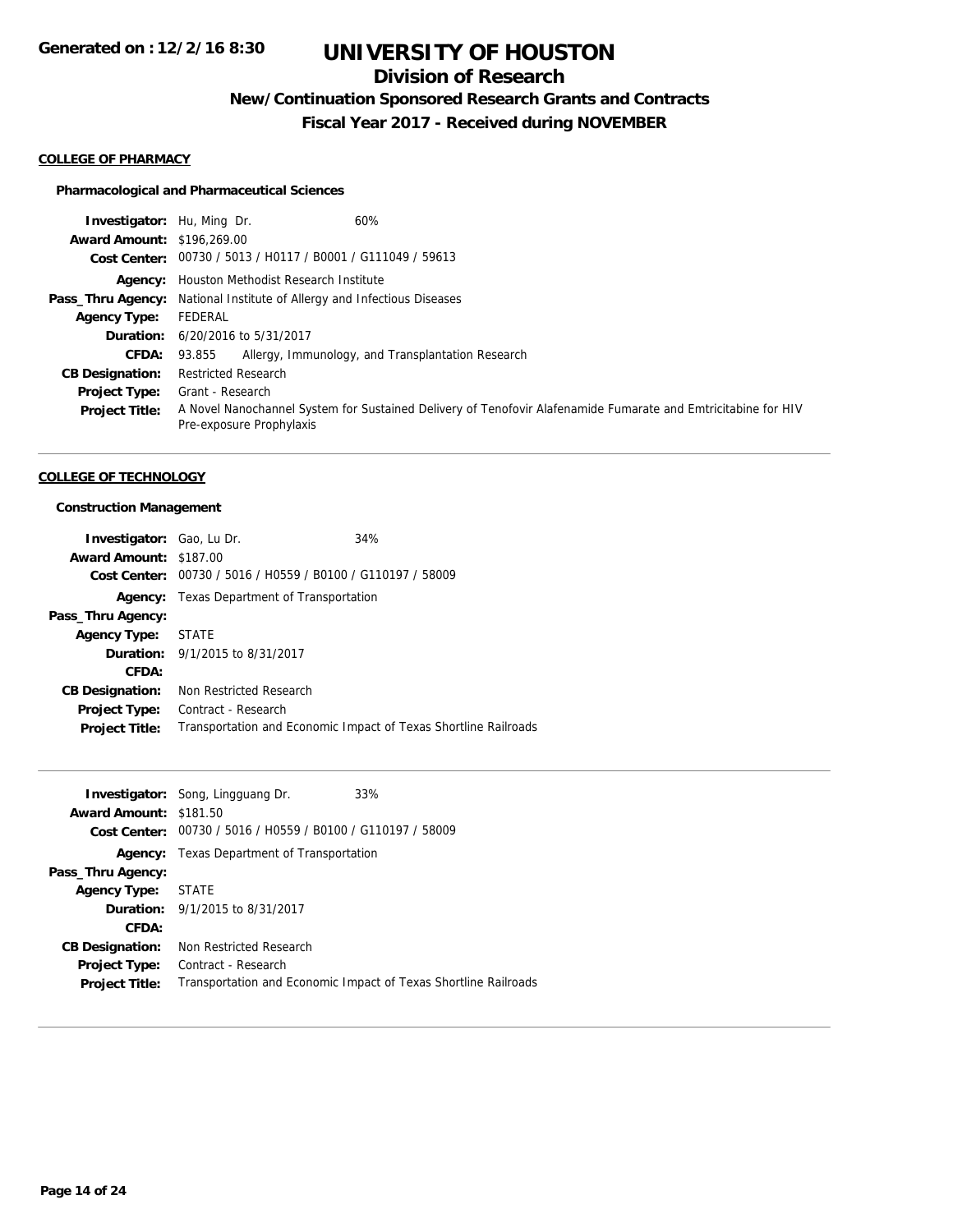# UNIVERSITY OF HOUSTON

## Division of Research

### New/Continuation Sponsored Research Grants and Contracts

### Fiscal Year 2017 - Received during NOVEMBER

**Generated on : 12/2/16 8:30**

#### COLLEGE OF PHARMACY

**Pharmacological and Pharmaceutical Sciences**

**Investigator:** Hu, Ming Dr. 60%
**Award Amount:** $196,269.00
**Cost Center:** 00730 / 5013 / H0117 / B0001 / G111049 / 59613
**Agency:** Houston Methodist Research Institute
**Pass_Thru Agency:** National Institute of Allergy and Infectious Diseases
**Agency Type:** FEDERAL
**Duration:** 6/20/2016 to 5/31/2017
**CFDA:** 93.855 Allergy, Immunology, and Transplantation Research
**CB Designation:** Restricted Research
**Project Type:** Grant - Research
**Project Title:** A Novel Nanochannel System for Sustained Delivery of Tenofovir Alafenamide Fumarate and Emtricitabine for HIV Pre-exposure Prophylaxis

---

#### COLLEGE OF TECHNOLOGY

**Construction Management**

**Investigator:** Gao, Lu Dr. 34%
**Award Amount:** $187.00
**Cost Center:** 00730 / 5016 / H0559 / B0100 / G110197 / 58009
**Agency:** Texas Department of Transportation
**Pass_Thru Agency:**
**Agency Type:** STATE
**Duration:** 9/1/2015 to 8/31/2017
**CFDA:**
**CB Designation:** Non Restricted Research
**Project Type:** Contract - Research
**Project Title:** Transportation and Economic Impact of Texas Shortline Railroads

---

**Investigator:** Song, Lingguang Dr. 33%
**Award Amount:** $181.50
**Cost Center:** 00730 / 5016 / H0559 / B0100 / G110197 / 58009
**Agency:** Texas Department of Transportation
**Pass_Thru Agency:**
**Agency Type:** STATE
**Duration:** 9/1/2015 to 8/31/2017
**CFDA:**
**CB Designation:** Non Restricted Research
**Project Type:** Contract - Research
**Project Title:** Transportation and Economic Impact of Texas Shortline Railroads

---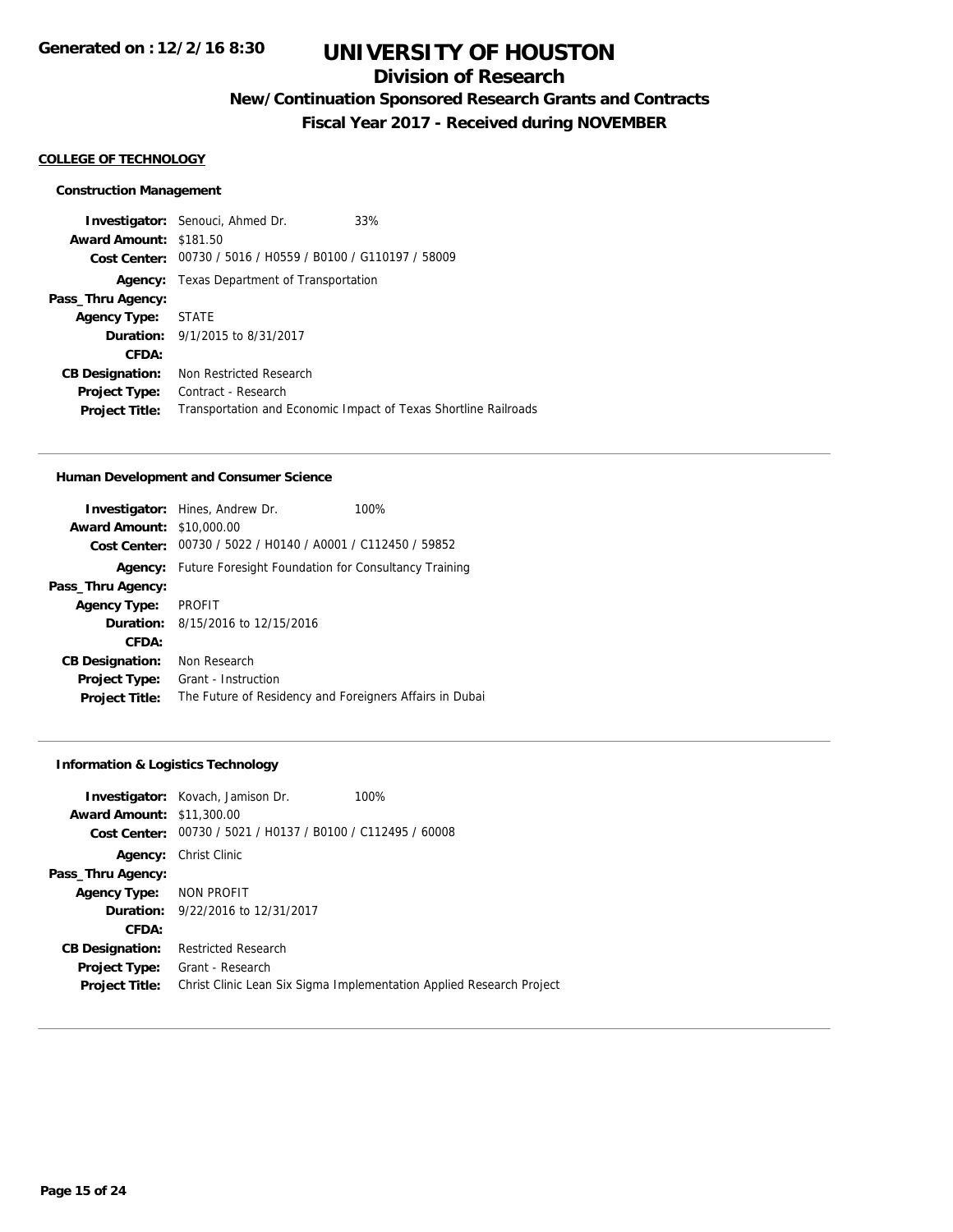# UNIVERSITY OF HOUSTON

## Division of Research

### New/Continuation Sponsored Research Grants and Contracts

### Fiscal Year 2017 - Received during NOVEMBER

Generated on : 12/2/16 8:30

**COLLEGE OF TECHNOLOGY**

**Construction Management**

**Investigator:** Senouci, Ahmed Dr. 33%
**Award Amount:** $181.50
**Cost Center:** 00730 / 5016 / H0559 / B0100 / G110197 / 58009
**Agency:** Texas Department of Transportation
**Pass_Thru Agency:**
**Agency Type:** STATE
**Duration:** 9/1/2015 to 8/31/2017
**CFDA:**
**CB Designation:** Non Restricted Research
**Project Type:** Contract - Research
**Project Title:** Transportation and Economic Impact of Texas Shortline Railroads

---

**Human Development and Consumer Science**

**Investigator:** Hines, Andrew Dr. 100%
**Award Amount:** $10,000.00
**Cost Center:** 00730 / 5022 / H0140 / A0001 / C112450 / 59852
**Agency:** Future Foresight Foundation for Consultancy Training
**Pass_Thru Agency:**
**Agency Type:** PROFIT
**Duration:** 8/15/2016 to 12/15/2016
**CFDA:**
**CB Designation:** Non Research
**Project Type:** Grant - Instruction
**Project Title:** The Future of Residency and Foreigners Affairs in Dubai

---

**Information & Logistics Technology**

**Investigator:** Kovach, Jamison Dr. 100%
**Award Amount:** $11,300.00
**Cost Center:** 00730 / 5021 / H0137 / B0100 / C112495 / 60008
**Agency:** Christ Clinic
**Pass_Thru Agency:**
**Agency Type:** NON PROFIT
**Duration:** 9/22/2016 to 12/31/2017
**CFDA:**
**CB Designation:** Restricted Research
**Project Type:** Grant - Research
**Project Title:** Christ Clinic Lean Six Sigma Implementation Applied Research Project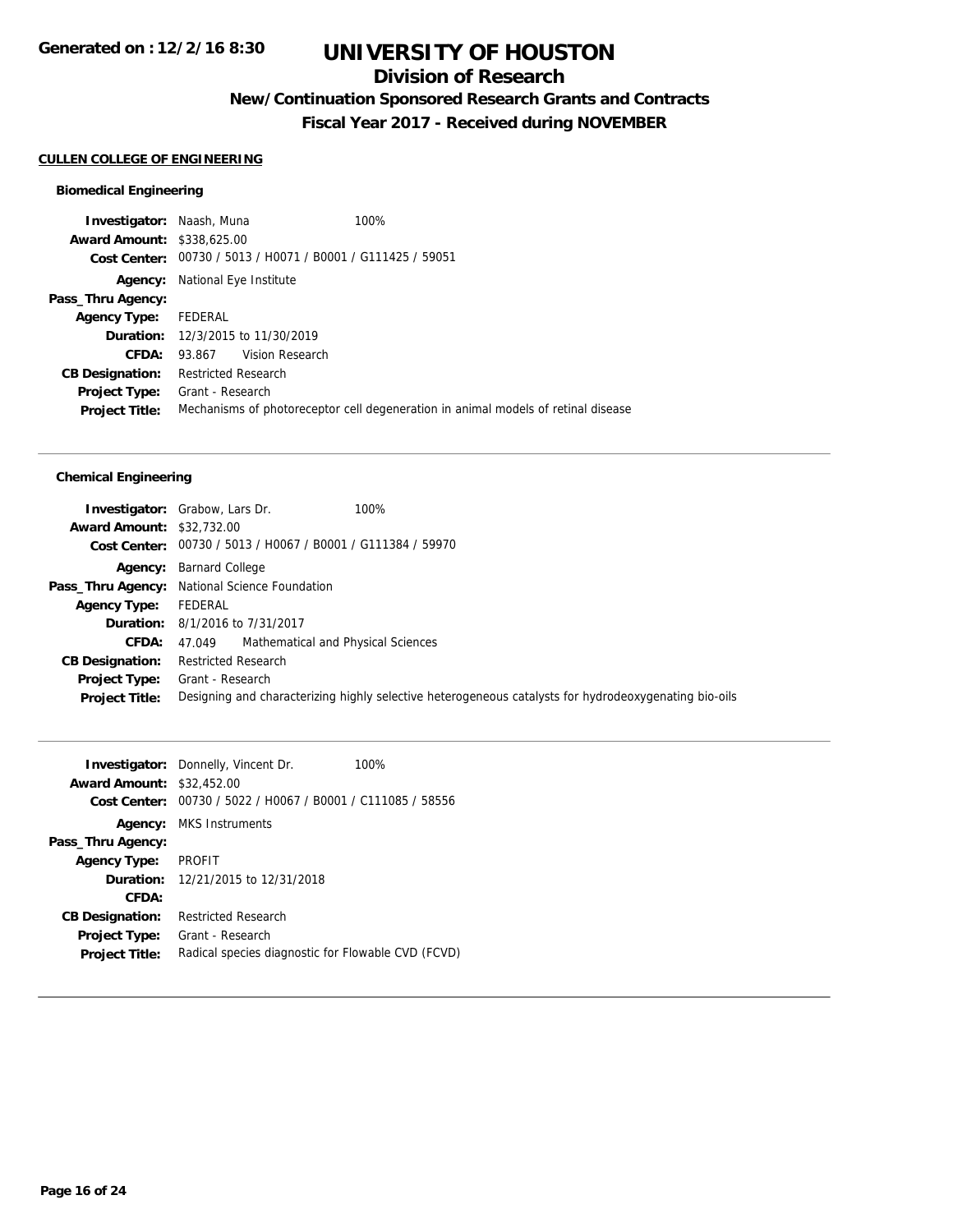# UNIVERSITY OF HOUSTON

## Division of Research

### New/Continuation Sponsored Research Grants and Contracts

### Fiscal Year 2017 - Received during NOVEMBER

Generated on : 12/2/16 8:30

**CULLEN COLLEGE OF ENGINEERING**

#### Biomedical Engineering

**Investigator:** Naash, Muna 100%
**Award Amount:** $338,625.00
**Cost Center:** 00730 / 5013 / H0071 / B0001 / G111425 / 59051
**Agency:** National Eye Institute
**Pass_Thru Agency:**
**Agency Type:** FEDERAL
**Duration:** 12/3/2015 to 11/30/2019
**CFDA:** 93.867 Vision Research
**CB Designation:** Restricted Research
**Project Type:** Grant - Research
**Project Title:** Mechanisms of photoreceptor cell degeneration in animal models of retinal disease

---

#### Chemical Engineering

**Investigator:** Grabow, Lars Dr. 100%
**Award Amount:** $32,732.00
**Cost Center:** 00730 / 5013 / H0067 / B0001 / G111384 / 59970
**Agency:** Barnard College
**Pass_Thru Agency:** National Science Foundation
**Agency Type:** FEDERAL
**Duration:** 8/1/2016 to 7/31/2017
**CFDA:** 47.049 Mathematical and Physical Sciences
**CB Designation:** Restricted Research
**Project Type:** Grant - Research
**Project Title:** Designing and characterizing highly selective heterogeneous catalysts for hydrodeoxygenating bio-oils

---

**Investigator:** Donnelly, Vincent Dr. 100%
**Award Amount:** $32,452.00
**Cost Center:** 00730 / 5022 / H0067 / B0001 / C111085 / 58556
**Agency:** MKS Instruments
**Pass_Thru Agency:**
**Agency Type:** PROFIT
**Duration:** 12/21/2015 to 12/31/2018
**CFDA:**
**CB Designation:** Restricted Research
**Project Type:** Grant - Research
**Project Title:** Radical species diagnostic for Flowable CVD (FCVD)

---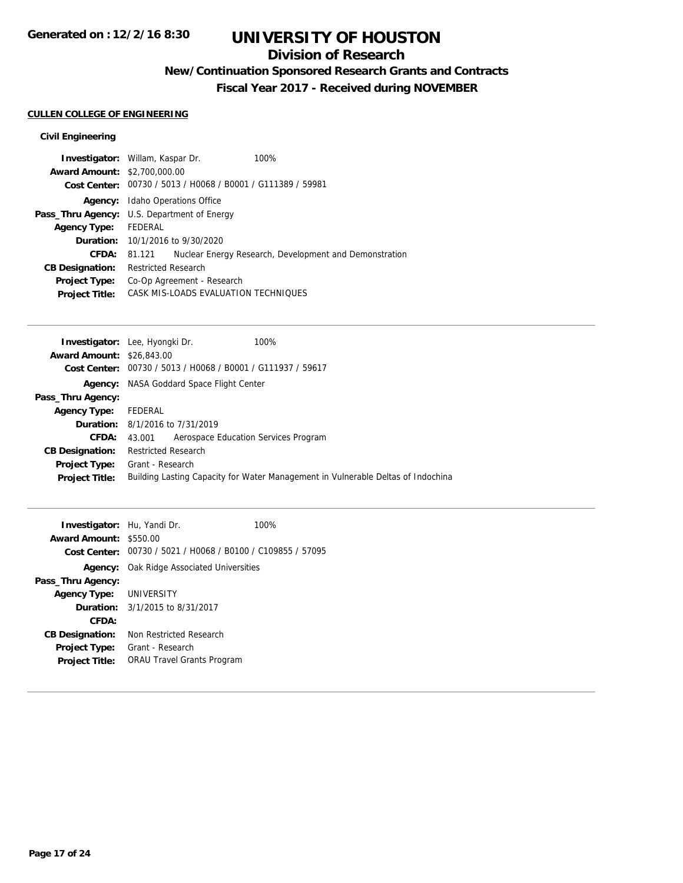# UNIVERSITY OF HOUSTON

## Division of Research

### New/Continuation Sponsored Research Grants and Contracts

### Fiscal Year 2017 - Received during NOVEMBER

**CULLEN COLLEGE OF ENGINEERING**

**Civil Engineering**

**Investigator:** Willam, Kaspar Dr. 100%
**Award Amount:** $2,700,000.00
**Cost Center:** 00730 / 5013 / H0068 / B0001 / G111389 / 59981
**Agency:** Idaho Operations Office
**Pass_Thru Agency:** U.S. Department of Energy
**Agency Type:** FEDERAL
**Duration:** 10/1/2016 to 9/30/2020
**CFDA:** 81.121 Nuclear Energy Research, Development and Demonstration
**CB Designation:** Restricted Research
**Project Type:** Co-Op Agreement - Research
**Project Title:** CASK MIS-LOADS EVALUATION TECHNIQUES

---

**Investigator:** Lee, Hyongki Dr. 100%
**Award Amount:** $26,843.00
**Cost Center:** 00730 / 5013 / H0068 / B0001 / G111937 / 59617
**Agency:** NASA Goddard Space Flight Center
**Pass_Thru Agency:**
**Agency Type:** FEDERAL
**Duration:** 8/1/2016 to 7/31/2019
**CFDA:** 43.001 Aerospace Education Services Program
**CB Designation:** Restricted Research
**Project Type:** Grant - Research
**Project Title:** Building Lasting Capacity for Water Management in Vulnerable Deltas of Indochina

---

**Investigator:** Hu, Yandi Dr. 100%
**Award Amount:** $550.00
**Cost Center:** 00730 / 5021 / H0068 / B0100 / C109855 / 57095
**Agency:** Oak Ridge Associated Universities
**Pass_Thru Agency:**
**Agency Type:** UNIVERSITY
**Duration:** 3/1/2015 to 8/31/2017
**CFDA:**
**CB Designation:** Non Restricted Research
**Project Type:** Grant - Research
**Project Title:** ORAU Travel Grants Program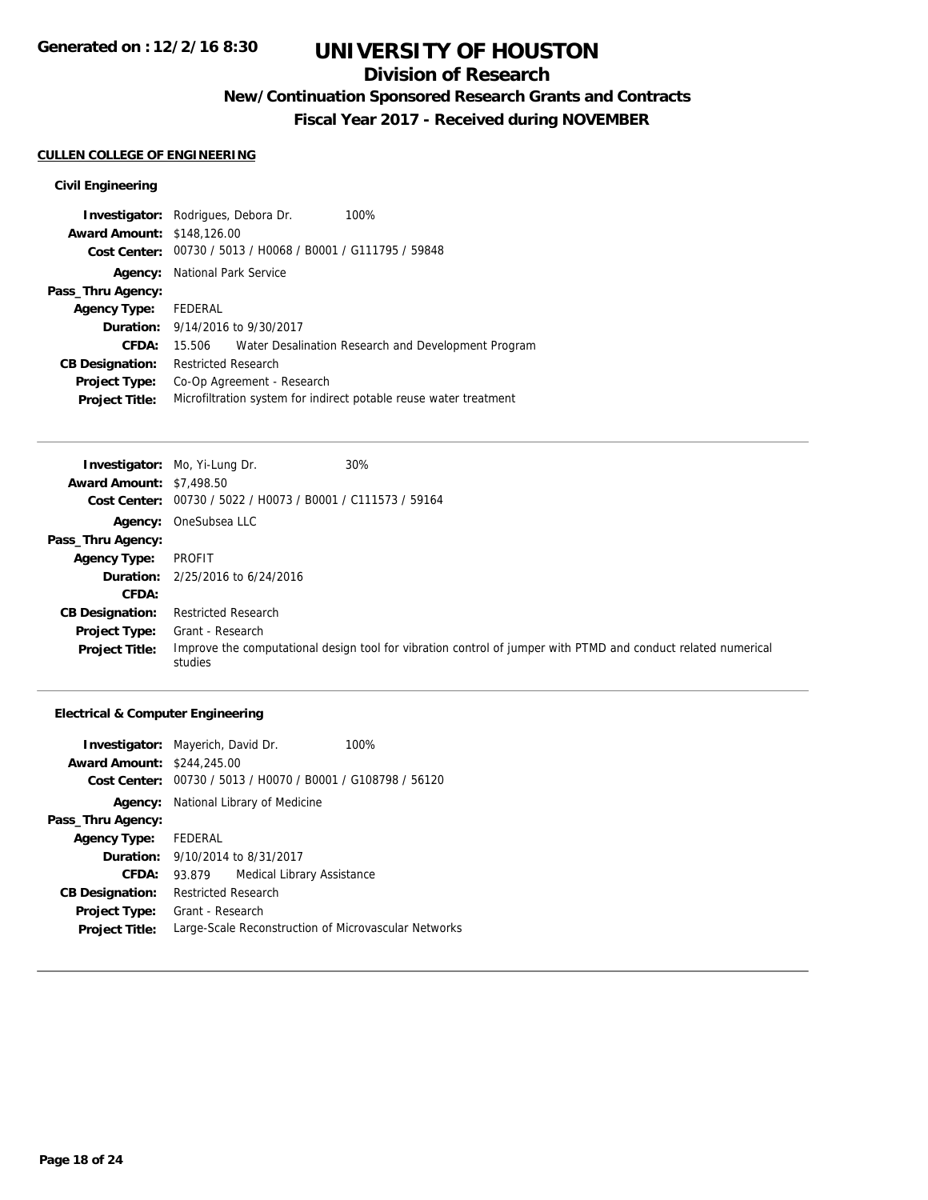**Generated on : 12/2/16 8:30**

# UNIVERSITY OF HOUSTON

## Division of Research

### New/Continuation Sponsored Research Grants and Contracts

### Fiscal Year 2017 - Received during NOVEMBER

**CULLEN COLLEGE OF ENGINEERING**

**Civil Engineering**

**Investigator:** Rodrigues, Debora Dr. 100%
**Award Amount:** $148,126.00
**Cost Center:** 00730 / 5013 / H0068 / B0001 / G111795 / 59848
**Agency:** National Park Service
**Pass_Thru Agency:**
**Agency Type:** FEDERAL
**Duration:** 9/14/2016 to 9/30/2017
**CFDA:** 15.506 Water Desalination Research and Development Program
**CB Designation:** Restricted Research
**Project Type:** Co-Op Agreement - Research
**Project Title:** Microfiltration system for indirect potable reuse water treatment

---

**Investigator:** Mo, Yi-Lung Dr. 30%
**Award Amount:** $7,498.50
**Cost Center:** 00730 / 5022 / H0073 / B0001 / C111573 / 59164
**Agency:** OneSubsea LLC
**Pass_Thru Agency:**
**Agency Type:** PROFIT
**Duration:** 2/25/2016 to 6/24/2016
**CFDA:**
**CB Designation:** Restricted Research
**Project Type:** Grant - Research
**Project Title:** Improve the computational design tool for vibration control of jumper with PTMD and conduct related numerical studies

---

**Electrical & Computer Engineering**

**Investigator:** Mayerich, David Dr. 100%
**Award Amount:** $244,245.00
**Cost Center:** 00730 / 5013 / H0070 / B0001 / G108798 / 56120
**Agency:** National Library of Medicine
**Pass_Thru Agency:**
**Agency Type:** FEDERAL
**Duration:** 9/10/2014 to 8/31/2017
**CFDA:** 93.879 Medical Library Assistance
**CB Designation:** Restricted Research
**Project Type:** Grant - Research
**Project Title:** Large-Scale Reconstruction of Microvascular Networks

---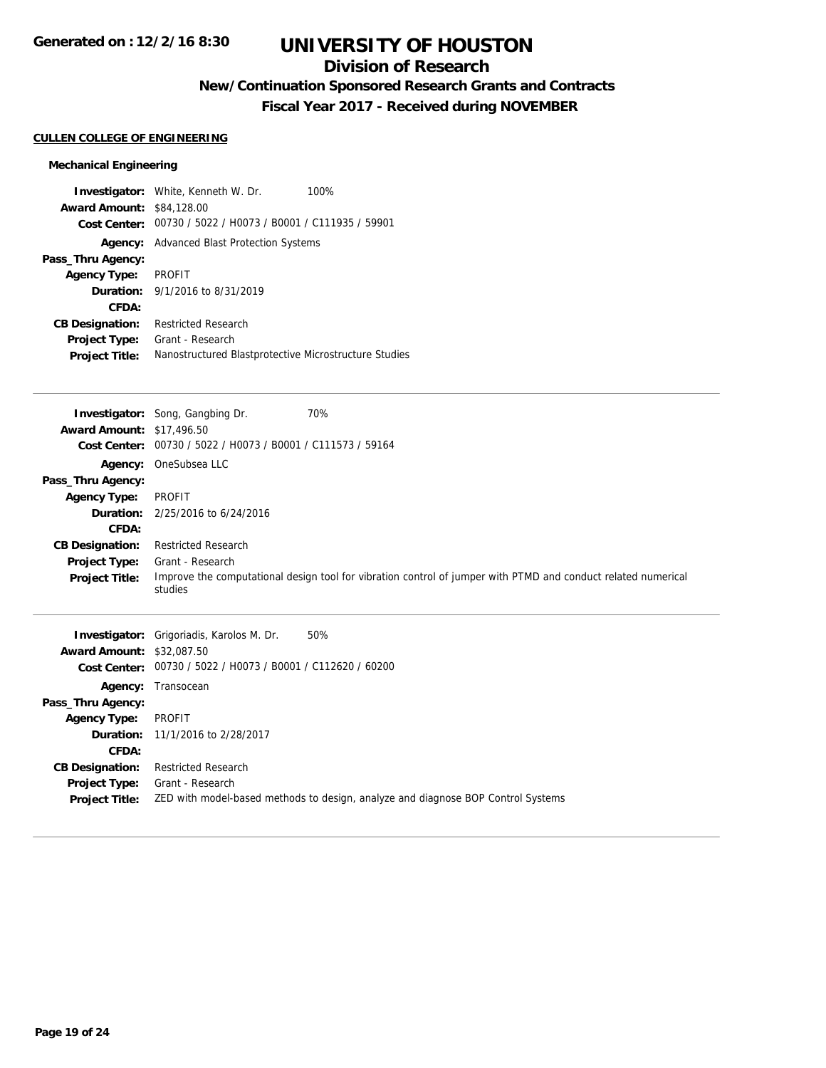# UNIVERSITY OF HOUSTON

## Division of Research

### New/Continuation Sponsored Research Grants and Contracts

### Fiscal Year 2017 - Received during NOVEMBER

**CULLEN COLLEGE OF ENGINEERING**

**Mechanical Engineering**

**Investigator:** White, Kenneth W. Dr. 100%
**Award Amount:** $84,128.00
**Cost Center:** 00730 / 5022 / H0073 / B0001 / C111935 / 59901
**Agency:** Advanced Blast Protection Systems
**Pass_Thru Agency:**
**Agency Type:** PROFIT
**Duration:** 9/1/2016 to 8/31/2019
**CFDA:**
**CB Designation:** Restricted Research
**Project Type:** Grant - Research
**Project Title:** Nanostructured Blastprotective Microstructure Studies

---

**Investigator:** Song, Gangbing Dr. 70%
**Award Amount:** $17,496.50
**Cost Center:** 00730 / 5022 / H0073 / B0001 / C111573 / 59164
**Agency:** OneSubsea LLC
**Pass_Thru Agency:**
**Agency Type:** PROFIT
**Duration:** 2/25/2016 to 6/24/2016
**CFDA:**
**CB Designation:** Restricted Research
**Project Type:** Grant - Research
**Project Title:** Improve the computational design tool for vibration control of jumper with PTMD and conduct related numerical studies

---

**Investigator:** Grigoriadis, Karolos M. Dr. 50%
**Award Amount:** $32,087.50
**Cost Center:** 00730 / 5022 / H0073 / B0001 / C112620 / 60200
**Agency:** Transocean
**Pass_Thru Agency:**
**Agency Type:** PROFIT
**Duration:** 11/1/2016 to 2/28/2017
**CFDA:**
**CB Designation:** Restricted Research
**Project Type:** Grant - Research
**Project Title:** ZED with model-based methods to design, analyze and diagnose BOP Control Systems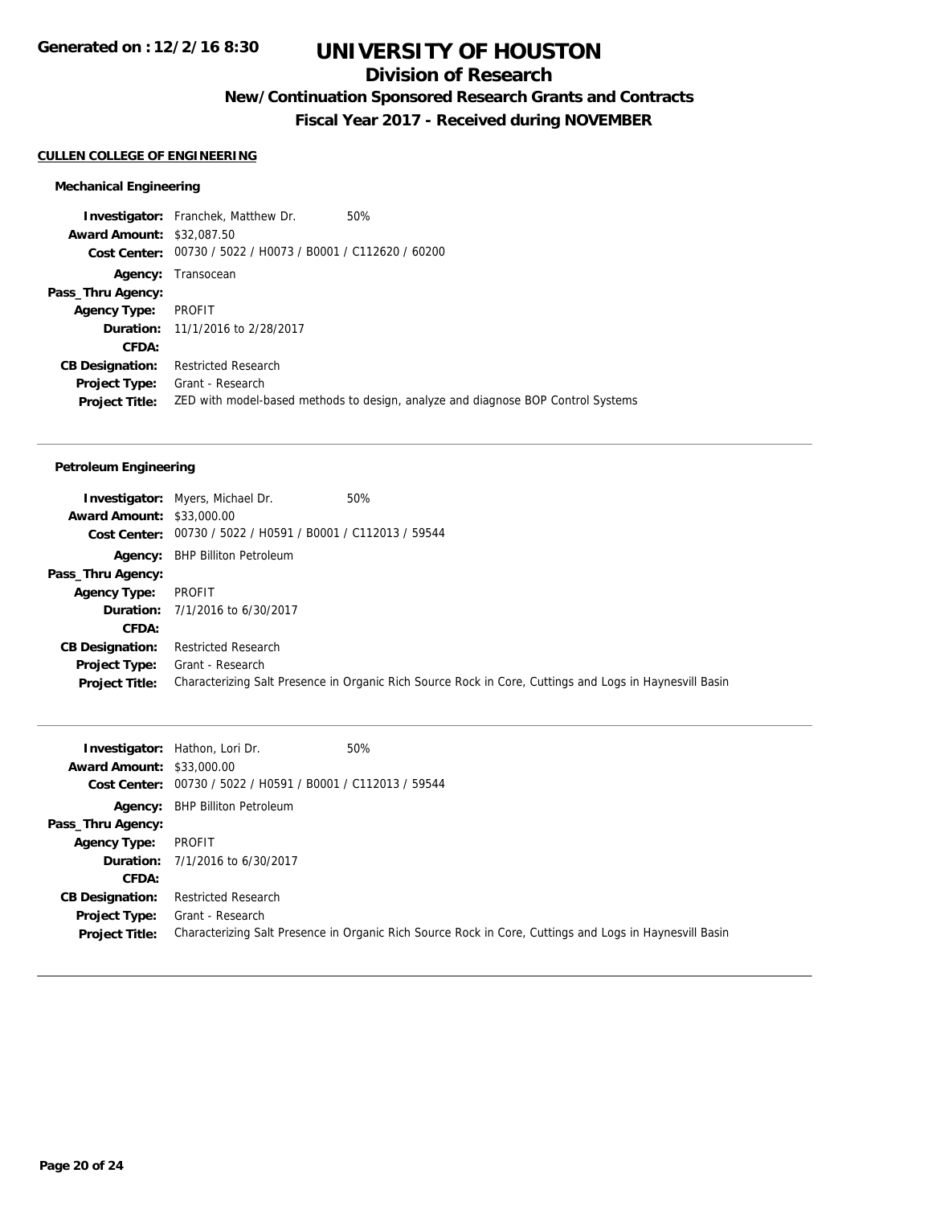# UNIVERSITY OF HOUSTON

## Division of Research

### New/Continuation Sponsored Research Grants and Contracts

### Fiscal Year 2017 - Received during NOVEMBER

Generated on : 12/2/16 8:30

**CULLEN COLLEGE OF ENGINEERING**

#### Mechanical Engineering

**Investigator:** Franchek, Matthew Dr. 50%
**Award Amount:** $32,087.50
**Cost Center:** 00730 / 5022 / H0073 / B0001 / C112620 / 60200
**Agency:** Transocean
**Pass_Thru Agency:**
**Agency Type:** PROFIT
**Duration:** 11/1/2016 to 2/28/2017
**CFDA:**
**CB Designation:** Restricted Research
**Project Type:** Grant - Research
**Project Title:** ZED with model-based methods to design, analyze and diagnose BOP Control Systems

---

#### Petroleum Engineering

**Investigator:** Myers, Michael Dr. 50%
**Award Amount:** $33,000.00
**Cost Center:** 00730 / 5022 / H0591 / B0001 / C112013 / 59544
**Agency:** BHP Billiton Petroleum
**Pass_Thru Agency:**
**Agency Type:** PROFIT
**Duration:** 7/1/2016 to 6/30/2017
**CFDA:**
**CB Designation:** Restricted Research
**Project Type:** Grant - Research
**Project Title:** Characterizing Salt Presence in Organic Rich Source Rock in Core, Cuttings and Logs in Haynesvill Basin

---

**Investigator:** Hathon, Lori Dr. 50%
**Award Amount:** $33,000.00
**Cost Center:** 00730 / 5022 / H0591 / B0001 / C112013 / 59544
**Agency:** BHP Billiton Petroleum
**Pass_Thru Agency:**
**Agency Type:** PROFIT
**Duration:** 7/1/2016 to 6/30/2017
**CFDA:**
**CB Designation:** Restricted Research
**Project Type:** Grant - Research
**Project Title:** Characterizing Salt Presence in Organic Rich Source Rock in Core, Cuttings and Logs in Haynesvill Basin

---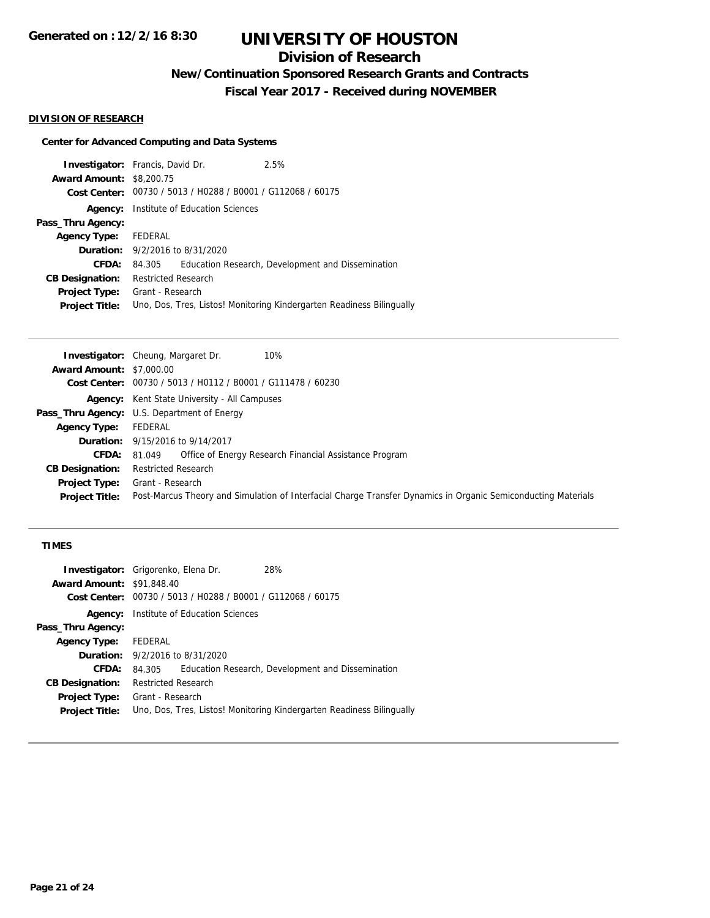# UNIVERSITY OF HOUSTON

## Division of Research

### New/Continuation Sponsored Research Grants and Contracts

### Fiscal Year 2017 - Received during NOVEMBER

Generated on : 12/2/16 8:30

**DIVISION OF RESEARCH**

**Center for Advanced Computing and Data Systems**

**Investigator:** Francis, David Dr. 2.5%
**Award Amount:** $8,200.75
**Cost Center:** 00730 / 5013 / H0288 / B0001 / G112068 / 60175
**Agency:** Institute of Education Sciences
**Pass_Thru Agency:**
**Agency Type:** FEDERAL
**Duration:** 9/2/2016 to 8/31/2020
**CFDA:** 84.305 Education Research, Development and Dissemination
**CB Designation:** Restricted Research
**Project Type:** Grant - Research
**Project Title:** Uno, Dos, Tres, Listos! Monitoring Kindergarten Readiness Bilingually

---

**Investigator:** Cheung, Margaret Dr. 10%
**Award Amount:** $7,000.00
**Cost Center:** 00730 / 5013 / H0112 / B0001 / G111478 / 60230
**Agency:** Kent State University - All Campuses
**Pass_Thru Agency:** U.S. Department of Energy
**Agency Type:** FEDERAL
**Duration:** 9/15/2016 to 9/14/2017
**CFDA:** 81.049 Office of Energy Research Financial Assistance Program
**CB Designation:** Restricted Research
**Project Type:** Grant - Research
**Project Title:** Post-Marcus Theory and Simulation of Interfacial Charge Transfer Dynamics in Organic Semiconducting Materials

---

**TIMES**

**Investigator:** Grigorenko, Elena Dr. 28%
**Award Amount:** $91,848.40
**Cost Center:** 00730 / 5013 / H0288 / B0001 / G112068 / 60175
**Agency:** Institute of Education Sciences
**Pass_Thru Agency:**
**Agency Type:** FEDERAL
**Duration:** 9/2/2016 to 8/31/2020
**CFDA:** 84.305 Education Research, Development and Dissemination
**CB Designation:** Restricted Research
**Project Type:** Grant - Research
**Project Title:** Uno, Dos, Tres, Listos! Monitoring Kindergarten Readiness Bilingually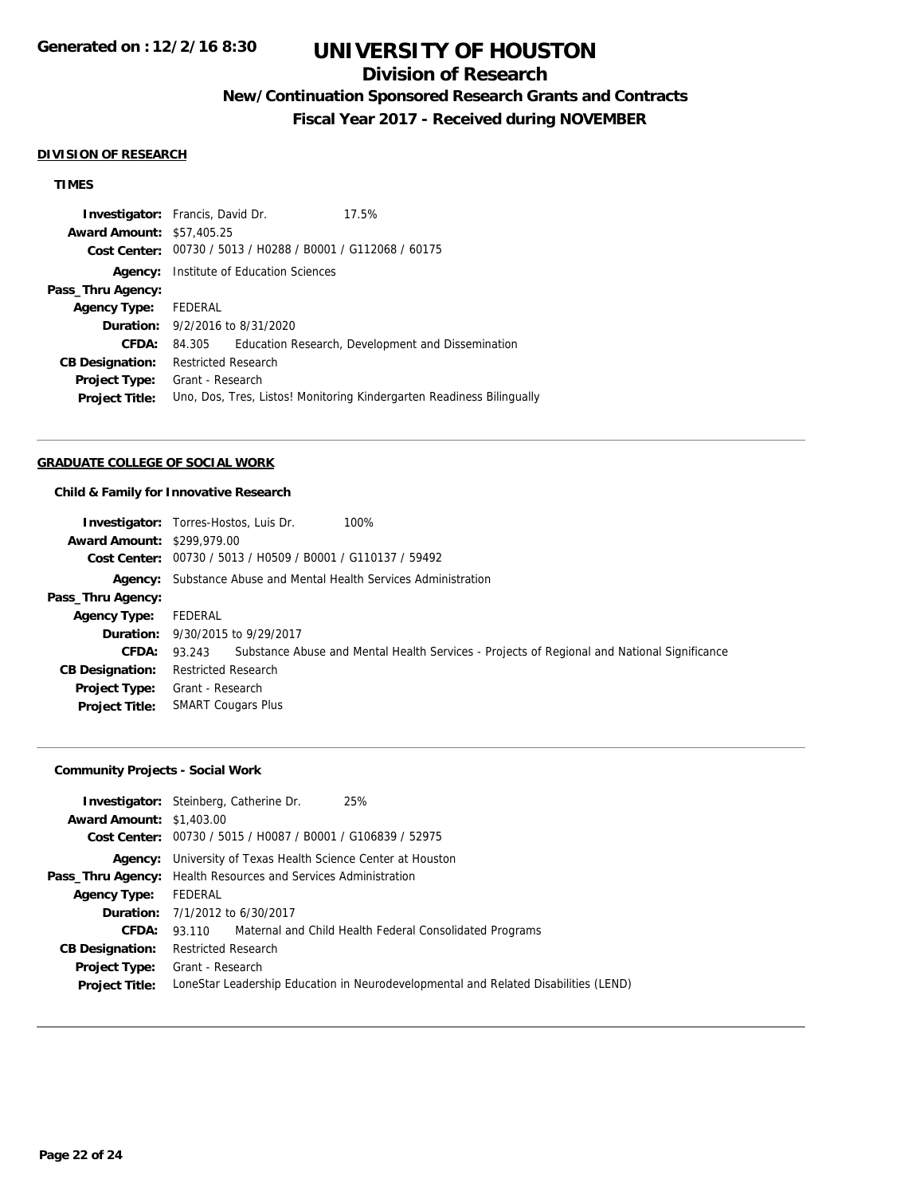# UNIVERSITY OF HOUSTON

## Division of Research

### New/Continuation Sponsored Research Grants and Contracts

### Fiscal Year 2017 - Received during NOVEMBER

**DIVISION OF RESEARCH**

**TIMES**

**Investigator:** Francis, David Dr. 17.5%
**Award Amount:** $57,405.25
**Cost Center:** 00730 / 5013 / H0288 / B0001 / G112068 / 60175
**Agency:** Institute of Education Sciences
**Pass_Thru Agency:**
**Agency Type:** FEDERAL
**Duration:** 9/2/2016 to 8/31/2020
**CFDA:** 84.305 Education Research, Development and Dissemination
**CB Designation:** Restricted Research
**Project Type:** Grant - Research
**Project Title:** Uno, Dos, Tres, Listos! Monitoring Kindergarten Readiness Bilingually

---

**GRADUATE COLLEGE OF SOCIAL WORK**

**Child & Family for Innovative Research**

**Investigator:** Torres-Hostos, Luis Dr. 100%
**Award Amount:** $299,979.00
**Cost Center:** 00730 / 5013 / H0509 / B0001 / G110137 / 59492
**Agency:** Substance Abuse and Mental Health Services Administration
**Pass_Thru Agency:**
**Agency Type:** FEDERAL
**Duration:** 9/30/2015 to 9/29/2017
**CFDA:** 93.243 Substance Abuse and Mental Health Services - Projects of Regional and National Significance
**CB Designation:** Restricted Research
**Project Type:** Grant - Research
**Project Title:** SMART Cougars Plus

---

**Community Projects - Social Work**

**Investigator:** Steinberg, Catherine Dr. 25%
**Award Amount:** $1,403.00
**Cost Center:** 00730 / 5015 / H0087 / B0001 / G106839 / 52975
**Agency:** University of Texas Health Science Center at Houston
**Pass_Thru Agency:** Health Resources and Services Administration
**Agency Type:** FEDERAL
**Duration:** 7/1/2012 to 6/30/2017
**CFDA:** 93.110 Maternal and Child Health Federal Consolidated Programs
**CB Designation:** Restricted Research
**Project Type:** Grant - Research
**Project Title:** LoneStar Leadership Education in Neurodevelopmental and Related Disabilities (LEND)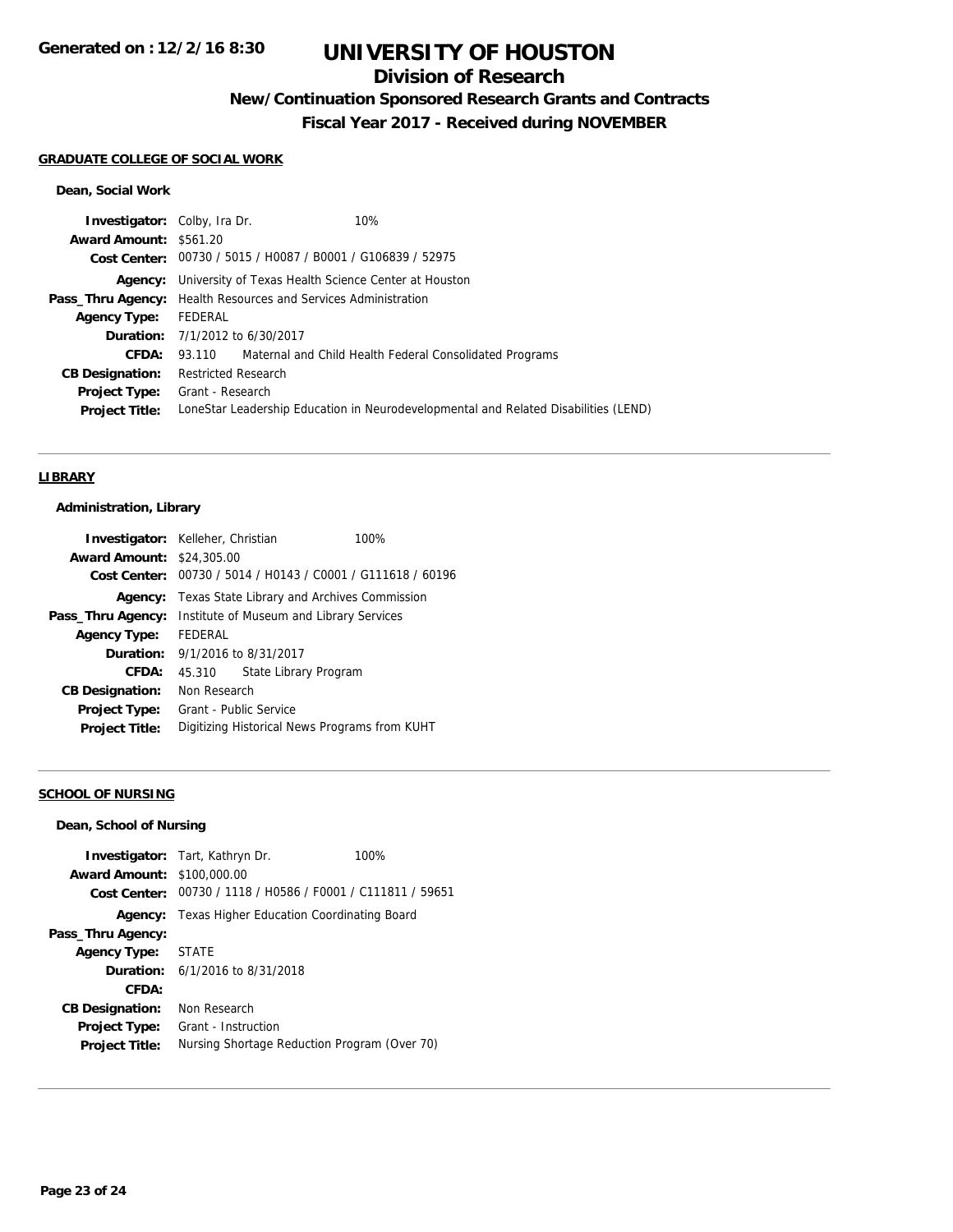**Generated on : 12/2/16 8:30**

# UNIVERSITY OF HOUSTON

## Division of Research

### New/Continuation Sponsored Research Grants and Contracts

### Fiscal Year 2017 - Received during NOVEMBER

#### GRADUATE COLLEGE OF SOCIAL WORK

**Dean, Social Work**

| | | |
|---|---|---|
| **Investigator:** | Colby, Ira Dr. | 10% |
| **Award Amount:** | $561.20 | |
| **Cost Center:** | 00730 / 5015 / H0087 / B0001 / G106839 / 52975 | |
| **Agency:** | University of Texas Health Science Center at Houston | |
| **Pass_Thru Agency:** | Health Resources and Services Administration | |
| **Agency Type:** | FEDERAL | |
| **Duration:** | 7/1/2012 to 6/30/2017 | |
| **CFDA:** | 93.110 Maternal and Child Health Federal Consolidated Programs | |
| **CB Designation:** | Restricted Research | |
| **Project Type:** | Grant - Research | |
| **Project Title:** | LoneStar Leadership Education in Neurodevelopmental and Related Disabilities (LEND) | |

#### LIBRARY

**Administration, Library**

| | | |
|---|---|---|
| **Investigator:** | Kelleher, Christian | 100% |
| **Award Amount:** | $24,305.00 | |
| **Cost Center:** | 00730 / 5014 / H0143 / C0001 / G111618 / 60196 | |
| **Agency:** | Texas State Library and Archives Commission | |
| **Pass_Thru Agency:** | Institute of Museum and Library Services | |
| **Agency Type:** | FEDERAL | |
| **Duration:** | 9/1/2016 to 8/31/2017 | |
| **CFDA:** | 45.310 State Library Program | |
| **CB Designation:** | Non Research | |
| **Project Type:** | Grant - Public Service | |
| **Project Title:** | Digitizing Historical News Programs from KUHT | |

#### SCHOOL OF NURSING

**Dean, School of Nursing**

| | | |
|---|---|---|
| **Investigator:** | Tart, Kathryn Dr. | 100% |
| **Award Amount:** | $100,000.00 | |
| **Cost Center:** | 00730 / 1118 / H0586 / F0001 / C111811 / 59651 | |
| **Agency:** | Texas Higher Education Coordinating Board | |
| **Pass_Thru Agency:** | | |
| **Agency Type:** | STATE | |
| **Duration:** | 6/1/2016 to 8/31/2018 | |
| **CFDA:** | | |
| **CB Designation:** | Non Research | |
| **Project Type:** | Grant - Instruction | |
| **Project Title:** | Nursing Shortage Reduction Program (Over 70) | |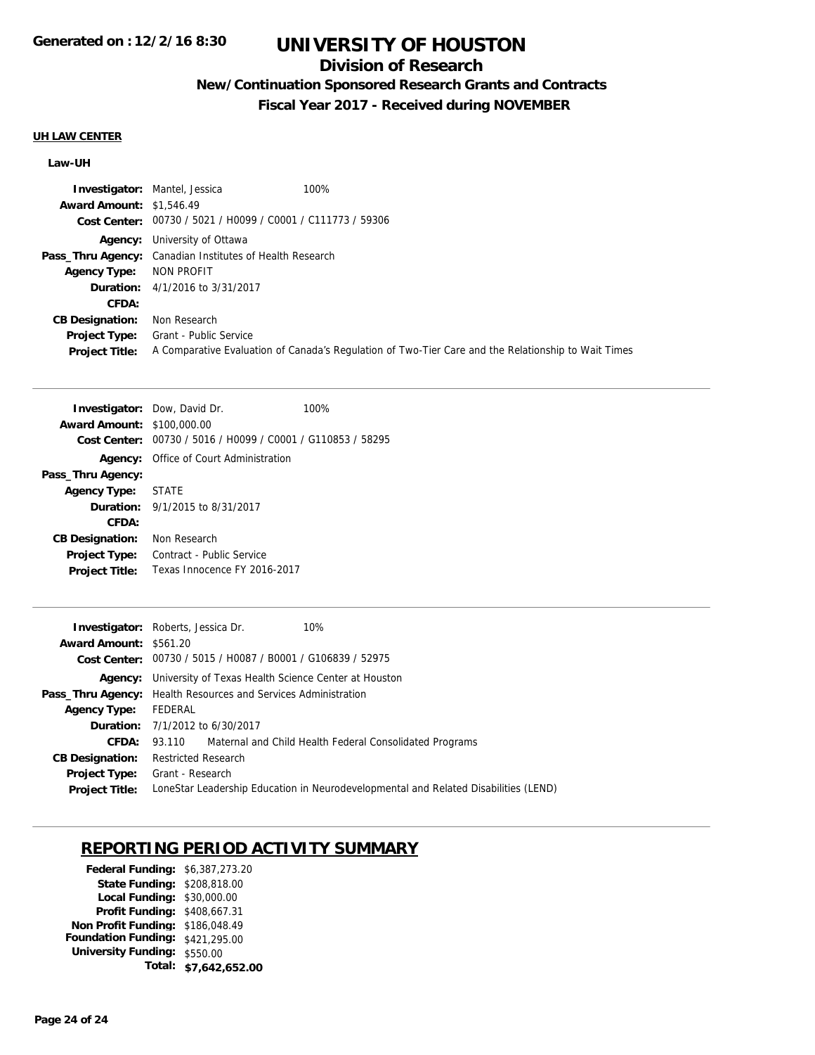**Generated on : 12/2/16 8:30**

# UNIVERSITY OF HOUSTON

## Division of Research

### New/Continuation Sponsored Research Grants and Contracts

### Fiscal Year 2017 - Received during NOVEMBER

**UH LAW CENTER**

**Law-UH**

| | |
|---|---|
| **Investigator:** | Mantel, Jessica 100% |
| **Award Amount:** | $1,546.49 |
| **Cost Center:** | 00730 / 5021 / H0099 / C0001 / C111773 / 59306 |
| **Agency:** | University of Ottawa |
| **Pass_Thru Agency:** | Canadian Institutes of Health Research |
| **Agency Type:** | NON PROFIT |
| **Duration:** | 4/1/2016 to 3/31/2017 |
| **CFDA:** | |
| **CB Designation:** | Non Research |
| **Project Type:** | Grant - Public Service |
| **Project Title:** | A Comparative Evaluation of Canada's Regulation of Two-Tier Care and the Relationship to Wait Times |

---

| | |
|---|---|
| **Investigator:** | Dow, David Dr. 100% |
| **Award Amount:** | $100,000.00 |
| **Cost Center:** | 00730 / 5016 / H0099 / C0001 / G110853 / 58295 |
| **Agency:** | Office of Court Administration |
| **Pass_Thru Agency:** | |
| **Agency Type:** | STATE |
| **Duration:** | 9/1/2015 to 8/31/2017 |
| **CFDA:** | |
| **CB Designation:** | Non Research |
| **Project Type:** | Contract - Public Service |
| **Project Title:** | Texas Innocence FY 2016-2017 |

---

| | |
|---|---|
| **Investigator:** | Roberts, Jessica Dr. 10% |
| **Award Amount:** | $561.20 |
| **Cost Center:** | 00730 / 5015 / H0087 / B0001 / G106839 / 52975 |
| **Agency:** | University of Texas Health Science Center at Houston |
| **Pass_Thru Agency:** | Health Resources and Services Administration |
| **Agency Type:** | FEDERAL |
| **Duration:** | 7/1/2012 to 6/30/2017 |
| **CFDA:** | 93.110 Maternal and Child Health Federal Consolidated Programs |
| **CB Designation:** | Restricted Research |
| **Project Type:** | Grant - Research |
| **Project Title:** | LoneStar Leadership Education in Neurodevelopmental and Related Disabilities (LEND) |

---

## REPORTING PERIOD ACTIVITY SUMMARY

| | |
|---|---|
| **Federal Funding:** | $6,387,273.20 |
| **State Funding:** | $208,818.00 |
| **Local Funding:** | $30,000.00 |
| **Profit Funding:** | $408,667.31 |
| **Non Profit Funding:** | $186,048.49 |
| **Foundation Funding:** | $421,295.00 |
| **University Funding:** | $550.00 |
| **Total:** | **$7,642,652.00** |